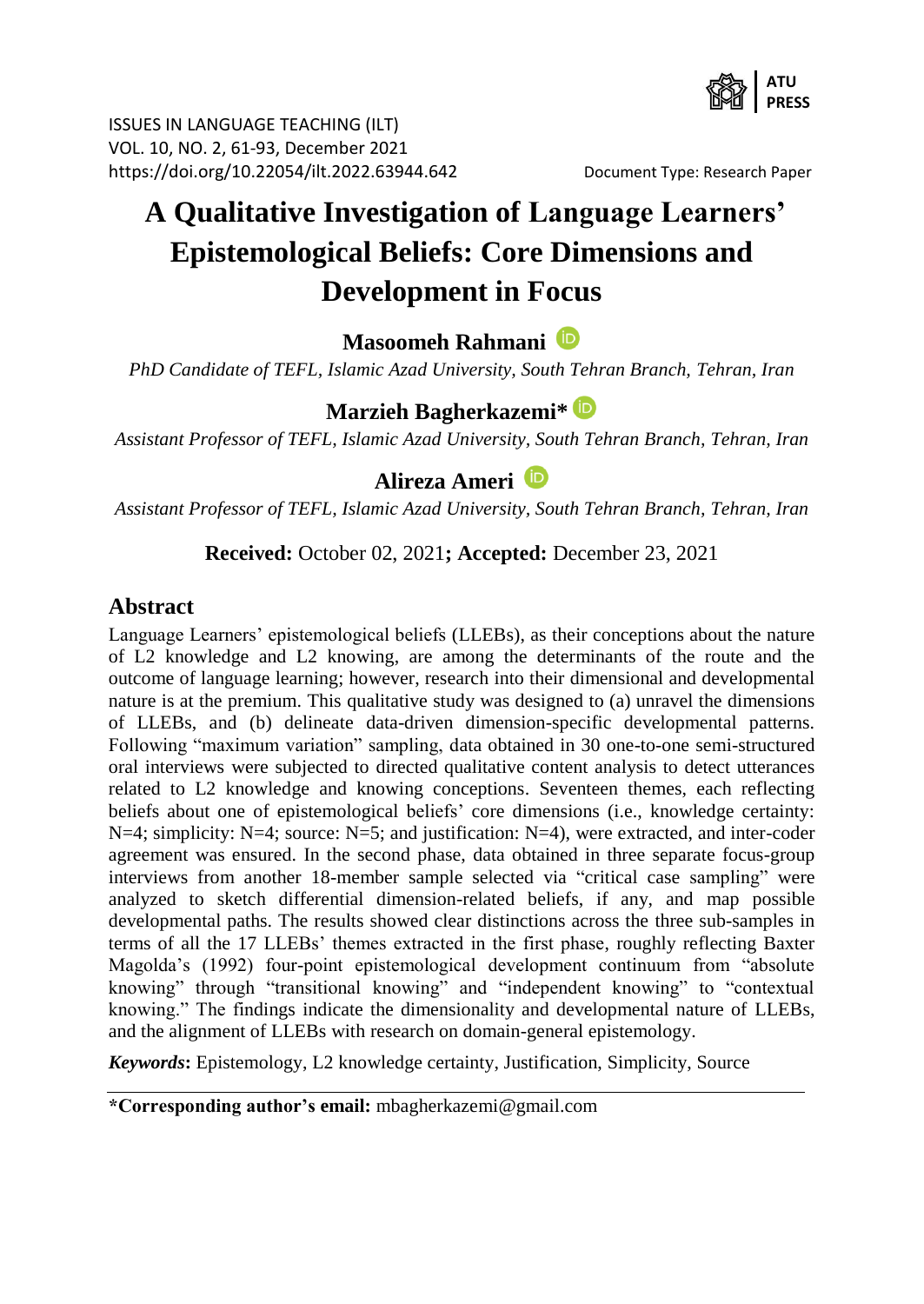ISSUES IN LANGUAGE TEACHING (ILT)
VOL. 10, NO. 2, 61-93, December 2021
https://doi.org/10.22054/ilt.2022.63944.642

Document Type: Research Paper

# A Qualitative Investigation of Language Learners' Epistemological Beliefs: Core Dimensions and Development in Focus

**Masoomeh Rahmani**

*PhD Candidate of TEFL, Islamic Azad University, South Tehran Branch, Tehran, Iran*

**Marzieh Bagherkazemi***

*Assistant Professor of TEFL, Islamic Azad University, South Tehran Branch, Tehran, Iran*

**Alireza Ameri**

*Assistant Professor of TEFL, Islamic Azad University, South Tehran Branch, Tehran, Iran*

**Received:** October 02, 2021**; Accepted:** December 23, 2021

## Abstract

Language Learners' epistemological beliefs (LLEBs), as their conceptions about the nature of L2 knowledge and L2 knowing, are among the determinants of the route and the outcome of language learning; however, research into their dimensional and developmental nature is at the premium. This qualitative study was designed to (a) unravel the dimensions of LLEBs, and (b) delineate data-driven dimension-specific developmental patterns. Following "maximum variation" sampling, data obtained in 30 one-to-one semi-structured oral interviews were subjected to directed qualitative content analysis to detect utterances related to L2 knowledge and knowing conceptions. Seventeen themes, each reflecting beliefs about one of epistemological beliefs' core dimensions (i.e., knowledge certainty: N=4; simplicity: N=4; source: N=5; and justification: N=4), were extracted, and inter-coder agreement was ensured. In the second phase, data obtained in three separate focus-group interviews from another 18-member sample selected via "critical case sampling" were analyzed to sketch differential dimension-related beliefs, if any, and map possible developmental paths. The results showed clear distinctions across the three sub-samples in terms of all the 17 LLEBs' themes extracted in the first phase, roughly reflecting Baxter Magolda's (1992) four-point epistemological development continuum from "absolute knowing" through "transitional knowing" and "independent knowing" to "contextual knowing." The findings indicate the dimensionality and developmental nature of LLEBs, and the alignment of LLEBs with research on domain-general epistemology.

***Keywords*:** Epistemology, L2 knowledge certainty, Justification, Simplicity, Source

---

**\*Corresponding author's email:** mbagherkazemi@gmail.com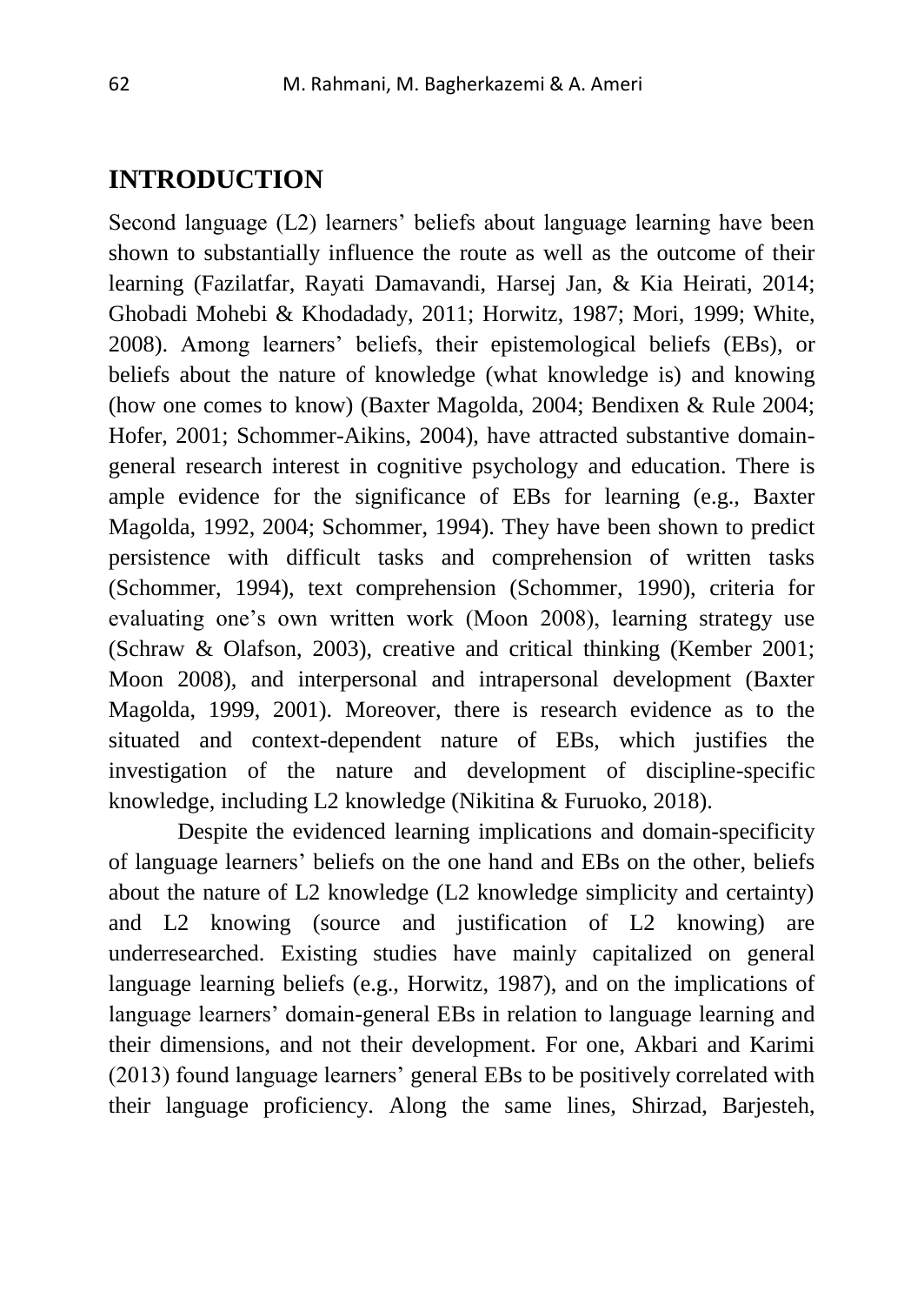## INTRODUCTION

Second language (L2) learners' beliefs about language learning have been shown to substantially influence the route as well as the outcome of their learning (Fazilatfar, Rayati Damavandi, Harsej Jan, & Kia Heirati, 2014; Ghobadi Mohebi & Khodadady, 2011; Horwitz, 1987; Mori, 1999; White, 2008). Among learners' beliefs, their epistemological beliefs (EBs), or beliefs about the nature of knowledge (what knowledge is) and knowing (how one comes to know) (Baxter Magolda, 2004; Bendixen & Rule 2004; Hofer, 2001; Schommer-Aikins, 2004), have attracted substantive domain-general research interest in cognitive psychology and education. There is ample evidence for the significance of EBs for learning (e.g., Baxter Magolda, 1992, 2004; Schommer, 1994). They have been shown to predict persistence with difficult tasks and comprehension of written tasks (Schommer, 1994), text comprehension (Schommer, 1990), criteria for evaluating one's own written work (Moon 2008), learning strategy use (Schraw & Olafson, 2003), creative and critical thinking (Kember 2001; Moon 2008), and interpersonal and intrapersonal development (Baxter Magolda, 1999, 2001). Moreover, there is research evidence as to the situated and context-dependent nature of EBs, which justifies the investigation of the nature and development of discipline-specific knowledge, including L2 knowledge (Nikitina & Furuoko, 2018).

Despite the evidenced learning implications and domain-specificity of language learners' beliefs on the one hand and EBs on the other, beliefs about the nature of L2 knowledge (L2 knowledge simplicity and certainty) and L2 knowing (source and justification of L2 knowing) are underresearched. Existing studies have mainly capitalized on general language learning beliefs (e.g., Horwitz, 1987), and on the implications of language learners' domain-general EBs in relation to language learning and their dimensions, and not their development. For one, Akbari and Karimi (2013) found language learners' general EBs to be positively correlated with their language proficiency. Along the same lines, Shirzad, Barjesteh,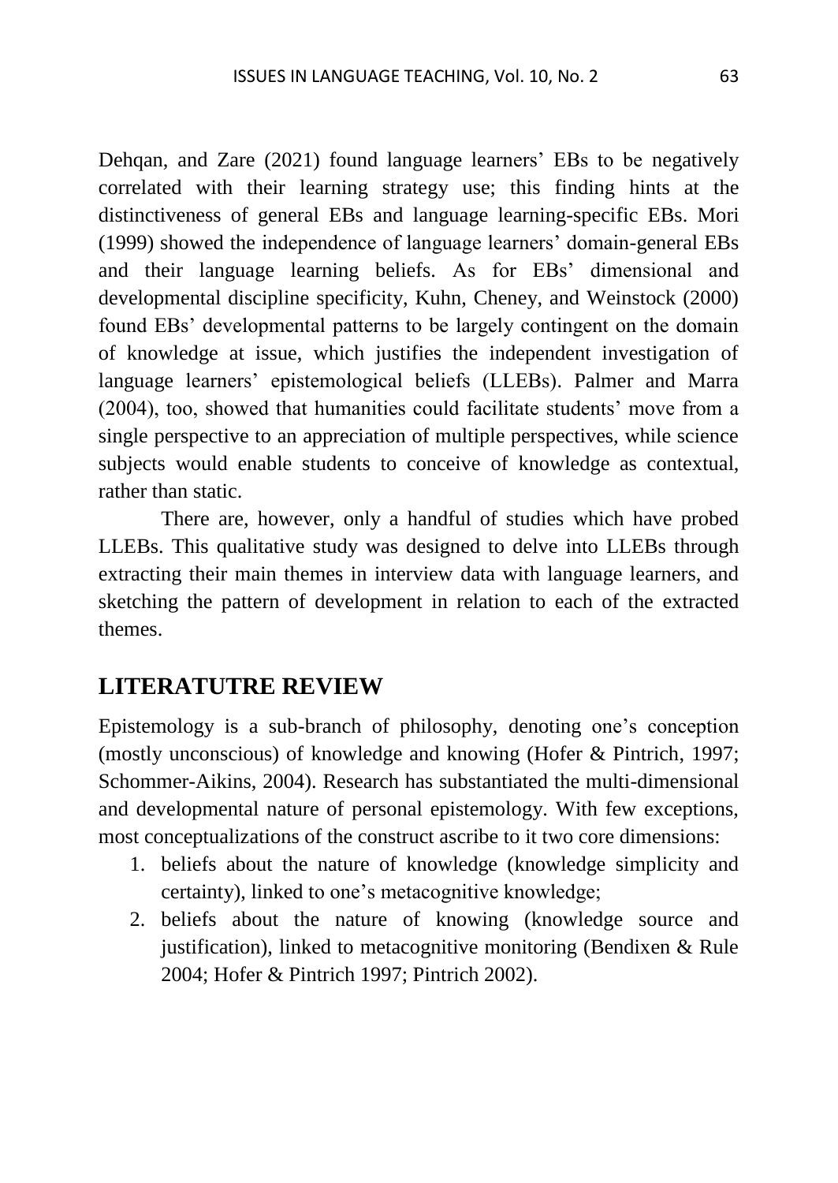Dehqan, and Zare (2021) found language learners' EBs to be negatively correlated with their learning strategy use; this finding hints at the distinctiveness of general EBs and language learning-specific EBs. Mori (1999) showed the independence of language learners' domain-general EBs and their language learning beliefs. As for EBs' dimensional and developmental discipline specificity, Kuhn, Cheney, and Weinstock (2000) found EBs' developmental patterns to be largely contingent on the domain of knowledge at issue, which justifies the independent investigation of language learners' epistemological beliefs (LLEBs). Palmer and Marra (2004), too, showed that humanities could facilitate students' move from a single perspective to an appreciation of multiple perspectives, while science subjects would enable students to conceive of knowledge as contextual, rather than static.

There are, however, only a handful of studies which have probed LLEBs. This qualitative study was designed to delve into LLEBs through extracting their main themes in interview data with language learners, and sketching the pattern of development in relation to each of the extracted themes.

## LITERATUTRE REVIEW

Epistemology is a sub-branch of philosophy, denoting one's conception (mostly unconscious) of knowledge and knowing (Hofer & Pintrich, 1997; Schommer-Aikins, 2004). Research has substantiated the multi-dimensional and developmental nature of personal epistemology. With few exceptions, most conceptualizations of the construct ascribe to it two core dimensions:

1. beliefs about the nature of knowledge (knowledge simplicity and certainty), linked to one's metacognitive knowledge;
2. beliefs about the nature of knowing (knowledge source and justification), linked to metacognitive monitoring (Bendixen & Rule 2004; Hofer & Pintrich 1997; Pintrich 2002).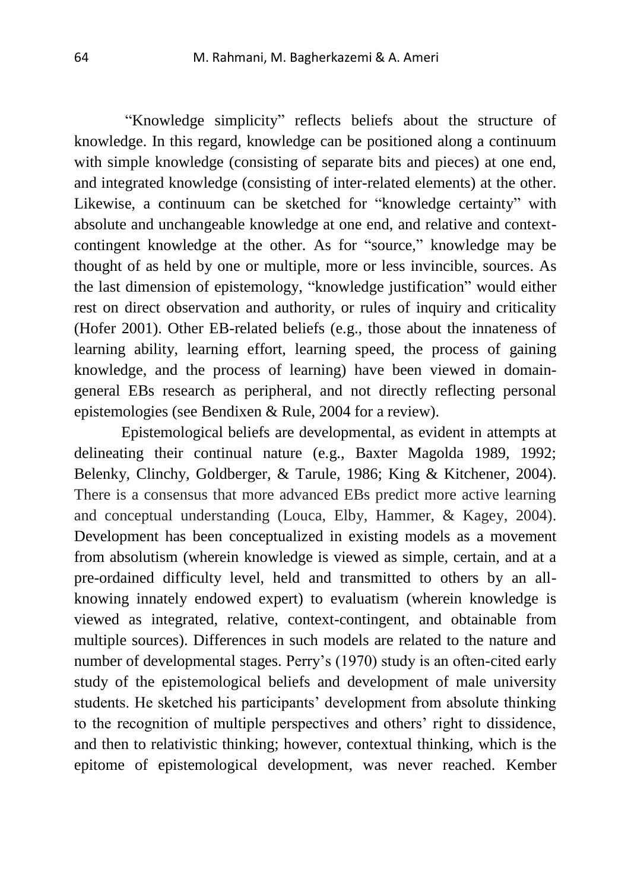"Knowledge simplicity" reflects beliefs about the structure of knowledge. In this regard, knowledge can be positioned along a continuum with simple knowledge (consisting of separate bits and pieces) at one end, and integrated knowledge (consisting of inter-related elements) at the other. Likewise, a continuum can be sketched for "knowledge certainty" with absolute and unchangeable knowledge at one end, and relative and context-contingent knowledge at the other. As for "source," knowledge may be thought of as held by one or multiple, more or less invincible, sources. As the last dimension of epistemology, "knowledge justification" would either rest on direct observation and authority, or rules of inquiry and criticality (Hofer 2001). Other EB-related beliefs (e.g., those about the innateness of learning ability, learning effort, learning speed, the process of gaining knowledge, and the process of learning) have been viewed in domain-general EBs research as peripheral, and not directly reflecting personal epistemologies (see Bendixen & Rule, 2004 for a review).

Epistemological beliefs are developmental, as evident in attempts at delineating their continual nature (e.g., Baxter Magolda 1989, 1992; Belenky, Clinchy, Goldberger, & Tarule, 1986; King & Kitchener, 2004). There is a consensus that more advanced EBs predict more active learning and conceptual understanding (Louca, Elby, Hammer, & Kagey, 2004). Development has been conceptualized in existing models as a movement from absolutism (wherein knowledge is viewed as simple, certain, and at a pre-ordained difficulty level, held and transmitted to others by an all-knowing innately endowed expert) to evaluatism (wherein knowledge is viewed as integrated, relative, context-contingent, and obtainable from multiple sources). Differences in such models are related to the nature and number of developmental stages. Perry's (1970) study is an often-cited early study of the epistemological beliefs and development of male university students. He sketched his participants' development from absolute thinking to the recognition of multiple perspectives and others' right to dissidence, and then to relativistic thinking; however, contextual thinking, which is the epitome of epistemological development, was never reached. Kember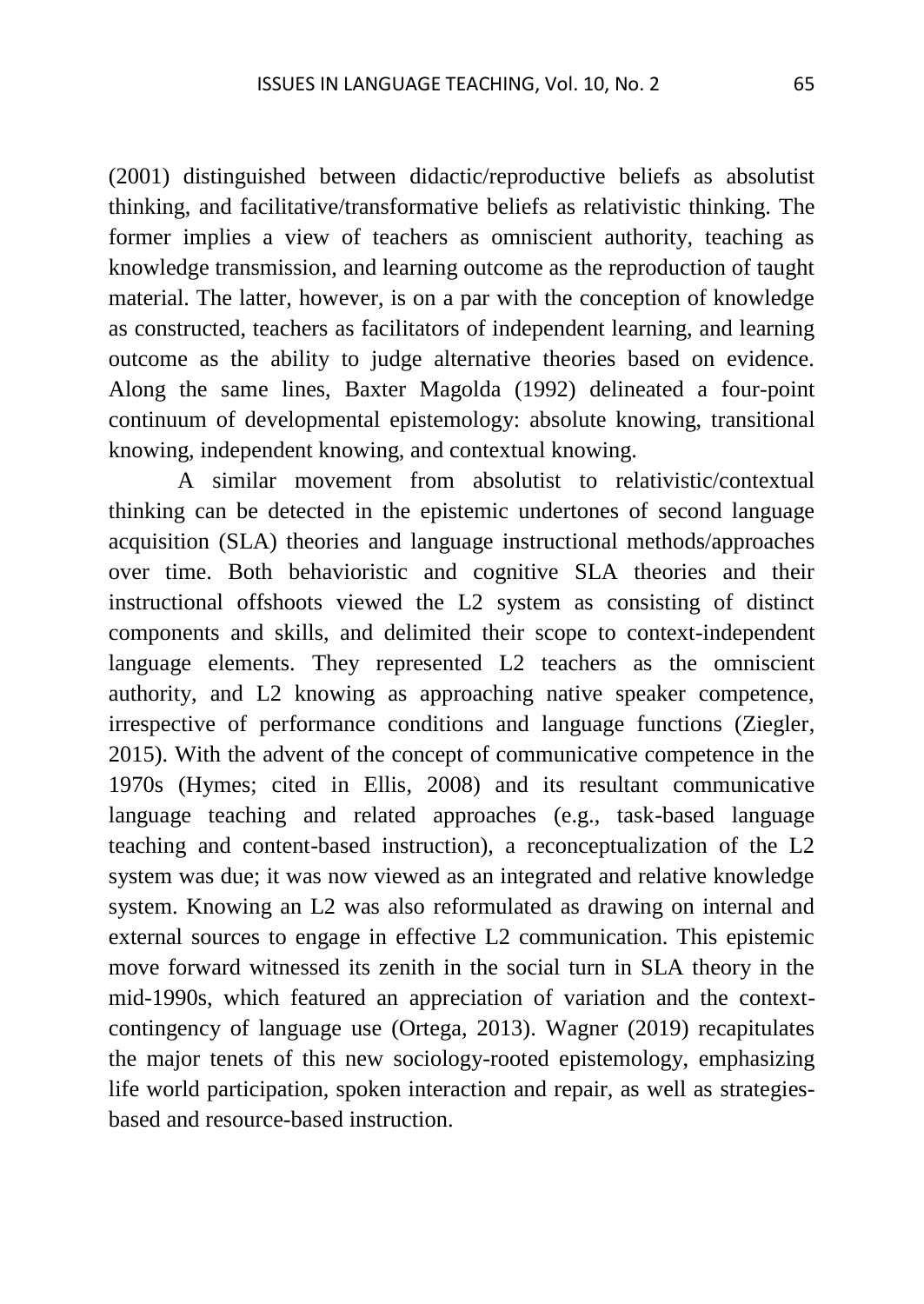(2001) distinguished between didactic/reproductive beliefs as absolutist thinking, and facilitative/transformative beliefs as relativistic thinking. The former implies a view of teachers as omniscient authority, teaching as knowledge transmission, and learning outcome as the reproduction of taught material. The latter, however, is on a par with the conception of knowledge as constructed, teachers as facilitators of independent learning, and learning outcome as the ability to judge alternative theories based on evidence. Along the same lines, Baxter Magolda (1992) delineated a four-point continuum of developmental epistemology: absolute knowing, transitional knowing, independent knowing, and contextual knowing.

A similar movement from absolutist to relativistic/contextual thinking can be detected in the epistemic undertones of second language acquisition (SLA) theories and language instructional methods/approaches over time. Both behavioristic and cognitive SLA theories and their instructional offshoots viewed the L2 system as consisting of distinct components and skills, and delimited their scope to context-independent language elements. They represented L2 teachers as the omniscient authority, and L2 knowing as approaching native speaker competence, irrespective of performance conditions and language functions (Ziegler, 2015). With the advent of the concept of communicative competence in the 1970s (Hymes; cited in Ellis, 2008) and its resultant communicative language teaching and related approaches (e.g., task-based language teaching and content-based instruction), a reconceptualization of the L2 system was due; it was now viewed as an integrated and relative knowledge system. Knowing an L2 was also reformulated as drawing on internal and external sources to engage in effective L2 communication. This epistemic move forward witnessed its zenith in the social turn in SLA theory in the mid-1990s, which featured an appreciation of variation and the context-contingency of language use (Ortega, 2013). Wagner (2019) recapitulates the major tenets of this new sociology-rooted epistemology, emphasizing life world participation, spoken interaction and repair, as well as strategies-based and resource-based instruction.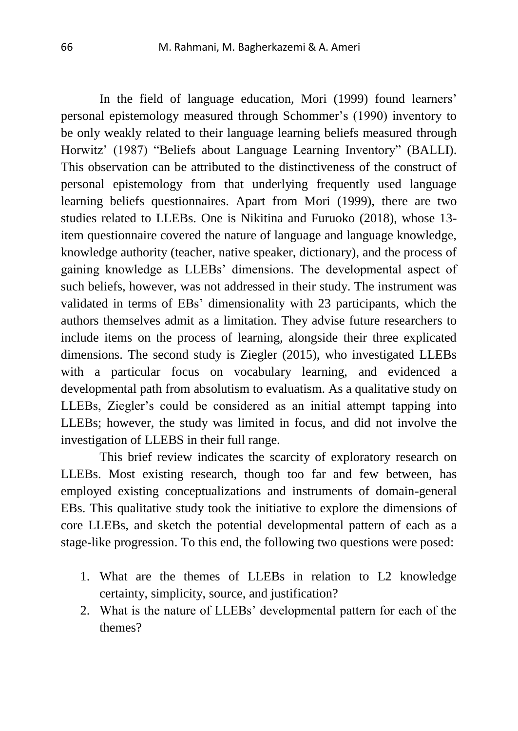In the field of language education, Mori (1999) found learners' personal epistemology measured through Schommer's (1990) inventory to be only weakly related to their language learning beliefs measured through Horwitz' (1987) "Beliefs about Language Learning Inventory" (BALLI). This observation can be attributed to the distinctiveness of the construct of personal epistemology from that underlying frequently used language learning beliefs questionnaires. Apart from Mori (1999), there are two studies related to LLEBs. One is Nikitina and Furuoko (2018), whose 13-item questionnaire covered the nature of language and language knowledge, knowledge authority (teacher, native speaker, dictionary), and the process of gaining knowledge as LLEBs' dimensions. The developmental aspect of such beliefs, however, was not addressed in their study. The instrument was validated in terms of EBs' dimensionality with 23 participants, which the authors themselves admit as a limitation. They advise future researchers to include items on the process of learning, alongside their three explicated dimensions. The second study is Ziegler (2015), who investigated LLEBs with a particular focus on vocabulary learning, and evidenced a developmental path from absolutism to evaluatism. As a qualitative study on LLEBs, Ziegler's could be considered as an initial attempt tapping into LLEBs; however, the study was limited in focus, and did not involve the investigation of LLEBS in their full range.

This brief review indicates the scarcity of exploratory research on LLEBs. Most existing research, though too far and few between, has employed existing conceptualizations and instruments of domain-general EBs. This qualitative study took the initiative to explore the dimensions of core LLEBs, and sketch the potential developmental pattern of each as a stage-like progression. To this end, the following two questions were posed:

1. What are the themes of LLEBs in relation to L2 knowledge certainty, simplicity, source, and justification?
2. What is the nature of LLEBs' developmental pattern for each of the themes?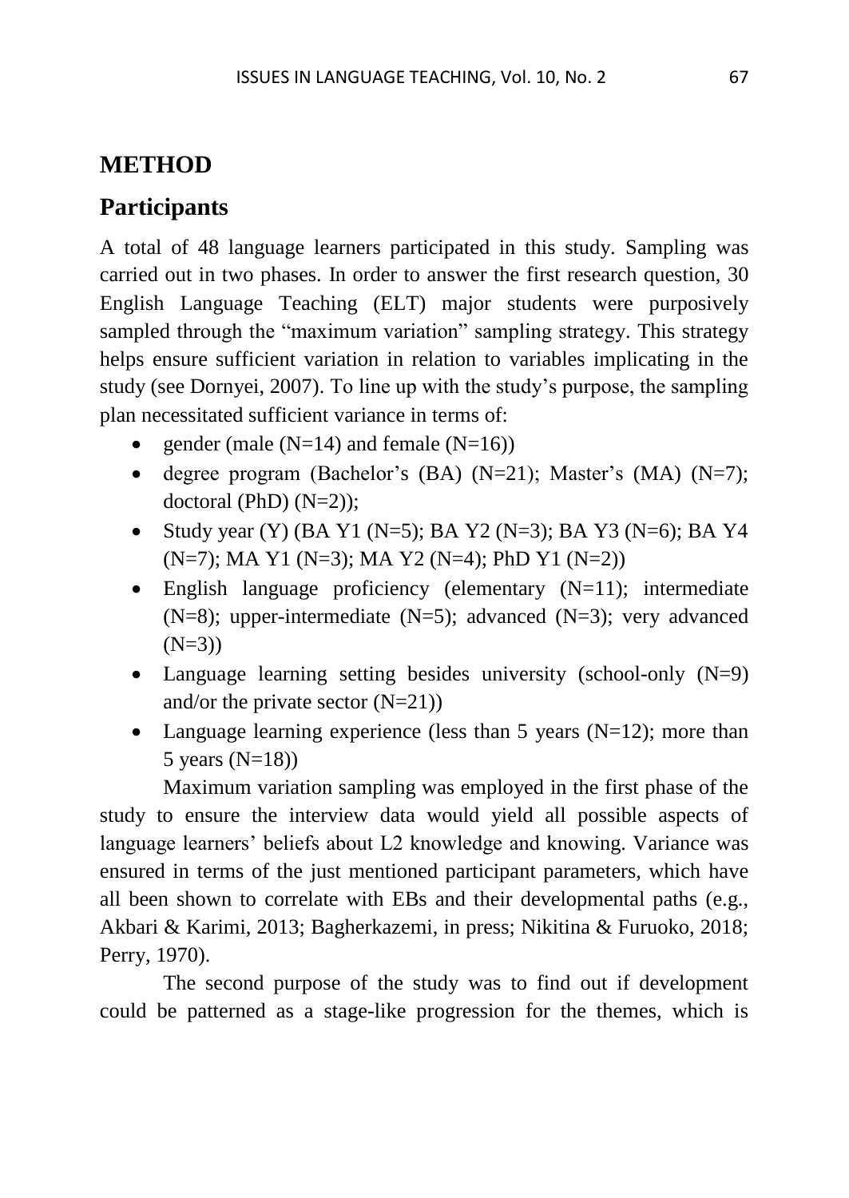# METHOD

## Participants

A total of 48 language learners participated in this study. Sampling was carried out in two phases. In order to answer the first research question, 30 English Language Teaching (ELT) major students were purposively sampled through the "maximum variation" sampling strategy. This strategy helps ensure sufficient variation in relation to variables implicating in the study (see Dornyei, 2007). To line up with the study's purpose, the sampling plan necessitated sufficient variance in terms of:

- gender (male (N=14) and female (N=16))
- degree program (Bachelor's (BA) (N=21); Master's (MA) (N=7); doctoral (PhD) (N=2));
- Study year (Y) (BA Y1 (N=5); BA Y2 (N=3); BA Y3 (N=6); BA Y4 (N=7); MA Y1 (N=3); MA Y2 (N=4); PhD Y1 (N=2))
- English language proficiency (elementary (N=11); intermediate (N=8); upper-intermediate (N=5); advanced (N=3); very advanced (N=3))
- Language learning setting besides university (school-only (N=9) and/or the private sector (N=21))
- Language learning experience (less than 5 years (N=12); more than 5 years (N=18))

Maximum variation sampling was employed in the first phase of the study to ensure the interview data would yield all possible aspects of language learners' beliefs about L2 knowledge and knowing. Variance was ensured in terms of the just mentioned participant parameters, which have all been shown to correlate with EBs and their developmental paths (e.g., Akbari & Karimi, 2013; Bagherkazemi, in press; Nikitina & Furuoko, 2018; Perry, 1970).

The second purpose of the study was to find out if development could be patterned as a stage-like progression for the themes, which is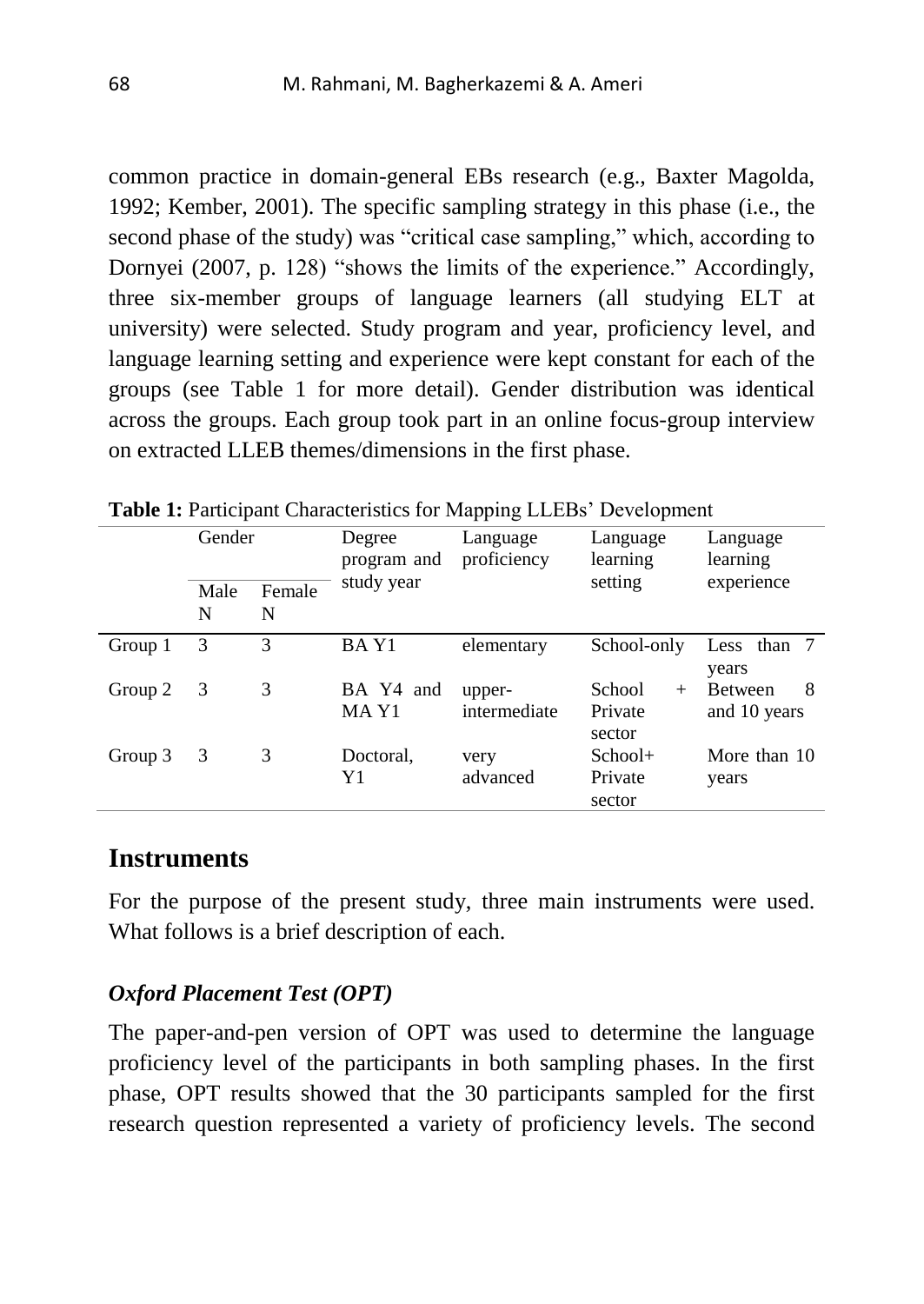common practice in domain-general EBs research (e.g., Baxter Magolda, 1992; Kember, 2001). The specific sampling strategy in this phase (i.e., the second phase of the study) was "critical case sampling," which, according to Dornyei (2007, p. 128) "shows the limits of the experience." Accordingly, three six-member groups of language learners (all studying ELT at university) were selected. Study program and year, proficiency level, and language learning setting and experience were kept constant for each of the groups (see Table 1 for more detail). Gender distribution was identical across the groups. Each group took part in an online focus-group interview on extracted LLEB themes/dimensions in the first phase.

**Table 1:** Participant Characteristics for Mapping LLEBs' Development

| | Gender | | Degree program and study year | Language proficiency | Language learning setting | Language learning experience |
|---|---|---|---|---|---|---|
| | Male N | Female N | | | | |
| Group 1 | 3 | 3 | BA Y1 | elementary | School-only | Less than 7 years |
| Group 2 | 3 | 3 | BA Y4 and MA Y1 | upper-intermediate | School + Private sector | Between 8 and 10 years |
| Group 3 | 3 | 3 | Doctoral, Y1 | very advanced | School+ Private sector | More than 10 years |

## Instruments

For the purpose of the present study, three main instruments were used. What follows is a brief description of each.

### *Oxford Placement Test (OPT)*

The paper-and-pen version of OPT was used to determine the language proficiency level of the participants in both sampling phases. In the first phase, OPT results showed that the 30 participants sampled for the first research question represented a variety of proficiency levels. The second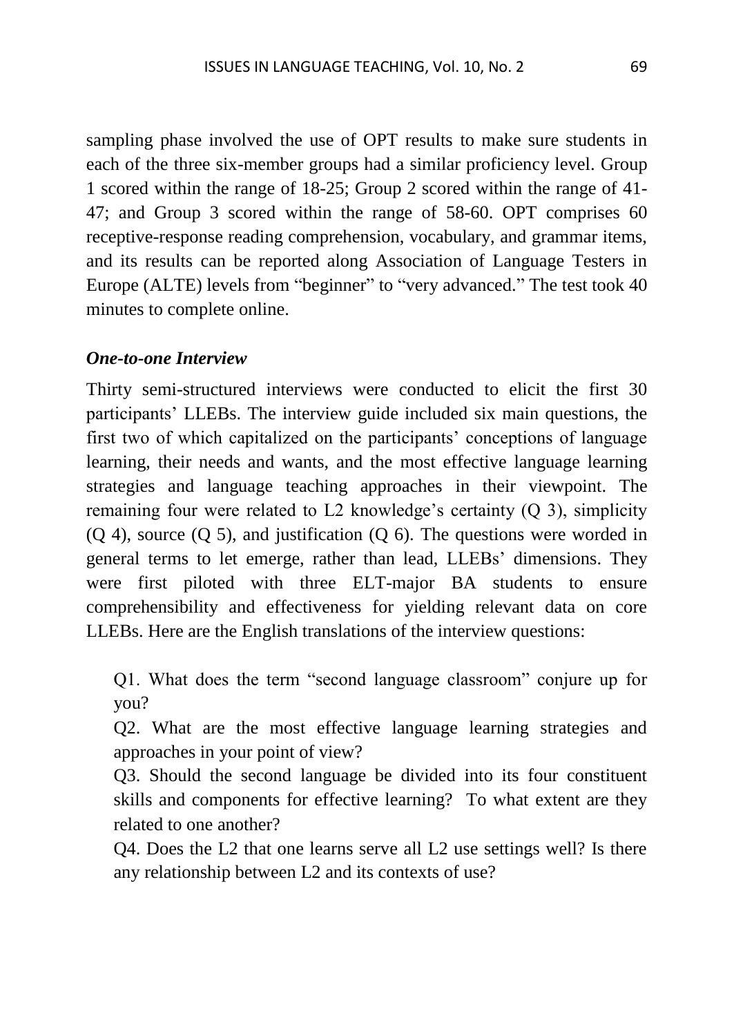sampling phase involved the use of OPT results to make sure students in each of the three six-member groups had a similar proficiency level. Group 1 scored within the range of 18-25; Group 2 scored within the range of 41-47; and Group 3 scored within the range of 58-60. OPT comprises 60 receptive-response reading comprehension, vocabulary, and grammar items, and its results can be reported along Association of Language Testers in Europe (ALTE) levels from "beginner" to "very advanced." The test took 40 minutes to complete online.

### *One-to-one Interview*

Thirty semi-structured interviews were conducted to elicit the first 30 participants' LLEBs. The interview guide included six main questions, the first two of which capitalized on the participants' conceptions of language learning, their needs and wants, and the most effective language learning strategies and language teaching approaches in their viewpoint. The remaining four were related to L2 knowledge's certainty (Q 3), simplicity (Q 4), source (Q 5), and justification (Q 6). The questions were worded in general terms to let emerge, rather than lead, LLEBs' dimensions. They were first piloted with three ELT-major BA students to ensure comprehensibility and effectiveness for yielding relevant data on core LLEBs. Here are the English translations of the interview questions:

> Q1. What does the term "second language classroom" conjure up for you?
>
> Q2. What are the most effective language learning strategies and approaches in your point of view?
>
> Q3. Should the second language be divided into its four constituent skills and components for effective learning? To what extent are they related to one another?
>
> Q4. Does the L2 that one learns serve all L2 use settings well? Is there any relationship between L2 and its contexts of use?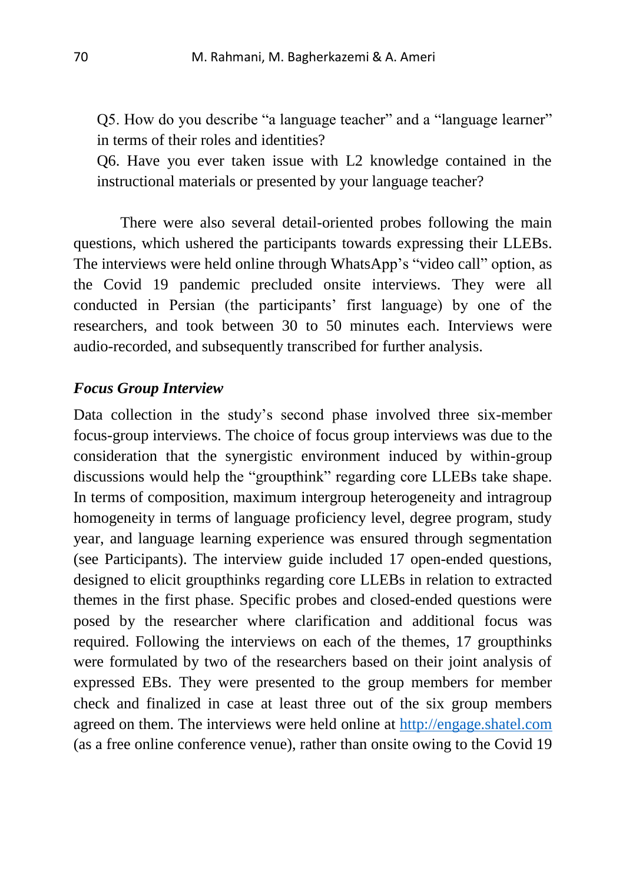Q5. How do you describe "a language teacher" and a "language learner" in terms of their roles and identities?

Q6. Have you ever taken issue with L2 knowledge contained in the instructional materials or presented by your language teacher?

There were also several detail-oriented probes following the main questions, which ushered the participants towards expressing their LLEBs. The interviews were held online through WhatsApp's "video call" option, as the Covid 19 pandemic precluded onsite interviews. They were all conducted in Persian (the participants' first language) by one of the researchers, and took between 30 to 50 minutes each. Interviews were audio-recorded, and subsequently transcribed for further analysis.

### *Focus Group Interview*

Data collection in the study's second phase involved three six-member focus-group interviews. The choice of focus group interviews was due to the consideration that the synergistic environment induced by within-group discussions would help the "groupthink" regarding core LLEBs take shape. In terms of composition, maximum intergroup heterogeneity and intragroup homogeneity in terms of language proficiency level, degree program, study year, and language learning experience was ensured through segmentation (see Participants). The interview guide included 17 open-ended questions, designed to elicit groupthinks regarding core LLEBs in relation to extracted themes in the first phase. Specific probes and closed-ended questions were posed by the researcher where clarification and additional focus was required. Following the interviews on each of the themes, 17 groupthinks were formulated by two of the researchers based on their joint analysis of expressed EBs. They were presented to the group members for member check and finalized in case at least three out of the six group members agreed on them. The interviews were held online at http://engage.shatel.com (as a free online conference venue), rather than onsite owing to the Covid 19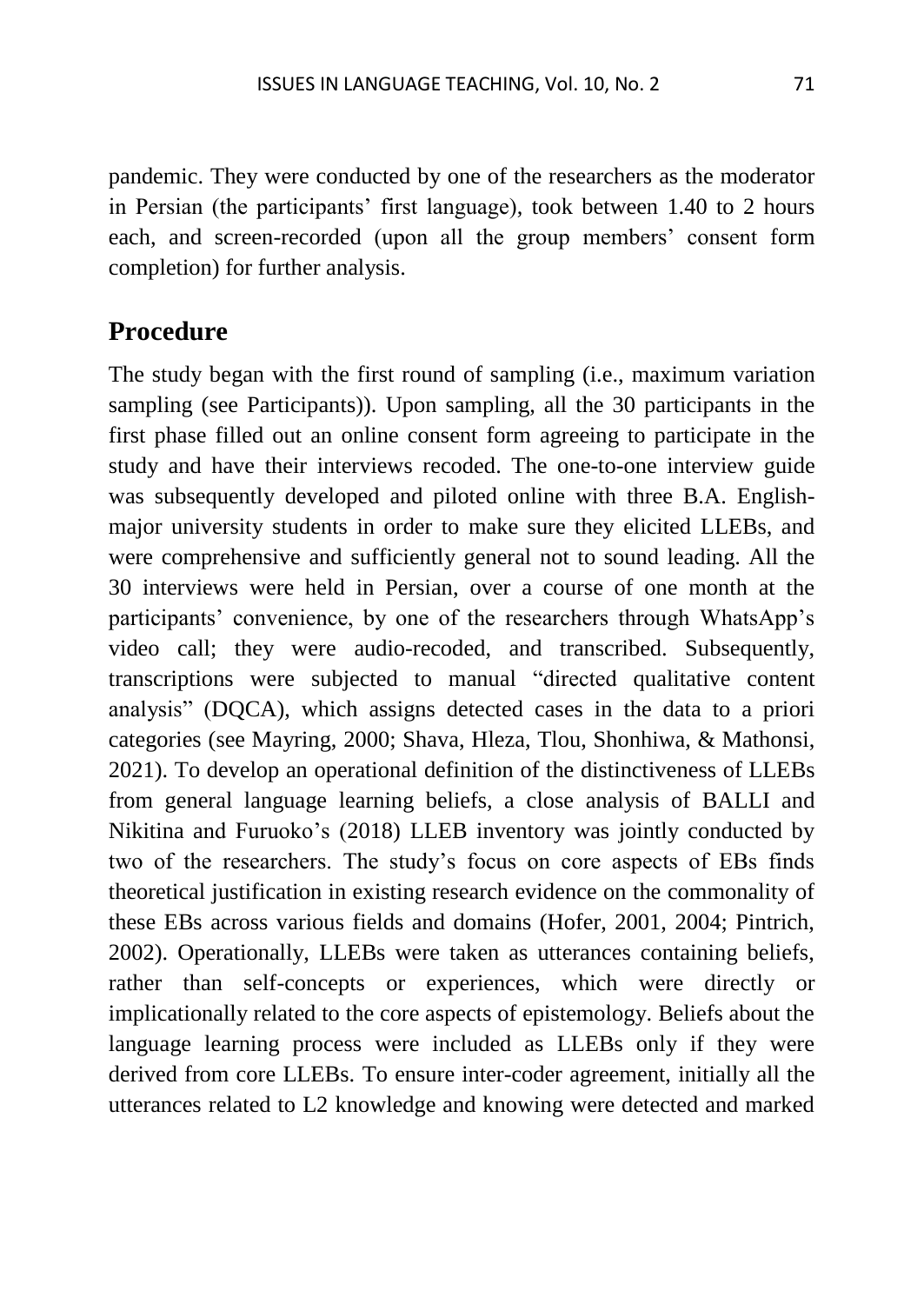pandemic. They were conducted by one of the researchers as the moderator in Persian (the participants' first language), took between 1.40 to 2 hours each, and screen-recorded (upon all the group members' consent form completion) for further analysis.

## Procedure

The study began with the first round of sampling (i.e., maximum variation sampling (see Participants)). Upon sampling, all the 30 participants in the first phase filled out an online consent form agreeing to participate in the study and have their interviews recoded. The one-to-one interview guide was subsequently developed and piloted online with three B.A. English-major university students in order to make sure they elicited LLEBs, and were comprehensive and sufficiently general not to sound leading. All the 30 interviews were held in Persian, over a course of one month at the participants' convenience, by one of the researchers through WhatsApp's video call; they were audio-recoded, and transcribed. Subsequently, transcriptions were subjected to manual "directed qualitative content analysis" (DQCA), which assigns detected cases in the data to a priori categories (see Mayring, 2000; Shava, Hleza, Tlou, Shonhiwa, & Mathonsi, 2021). To develop an operational definition of the distinctiveness of LLEBs from general language learning beliefs, a close analysis of BALLI and Nikitina and Furuoko's (2018) LLEB inventory was jointly conducted by two of the researchers. The study's focus on core aspects of EBs finds theoretical justification in existing research evidence on the commonality of these EBs across various fields and domains (Hofer, 2001, 2004; Pintrich, 2002). Operationally, LLEBs were taken as utterances containing beliefs, rather than self-concepts or experiences, which were directly or implicationally related to the core aspects of epistemology. Beliefs about the language learning process were included as LLEBs only if they were derived from core LLEBs. To ensure inter-coder agreement, initially all the utterances related to L2 knowledge and knowing were detected and marked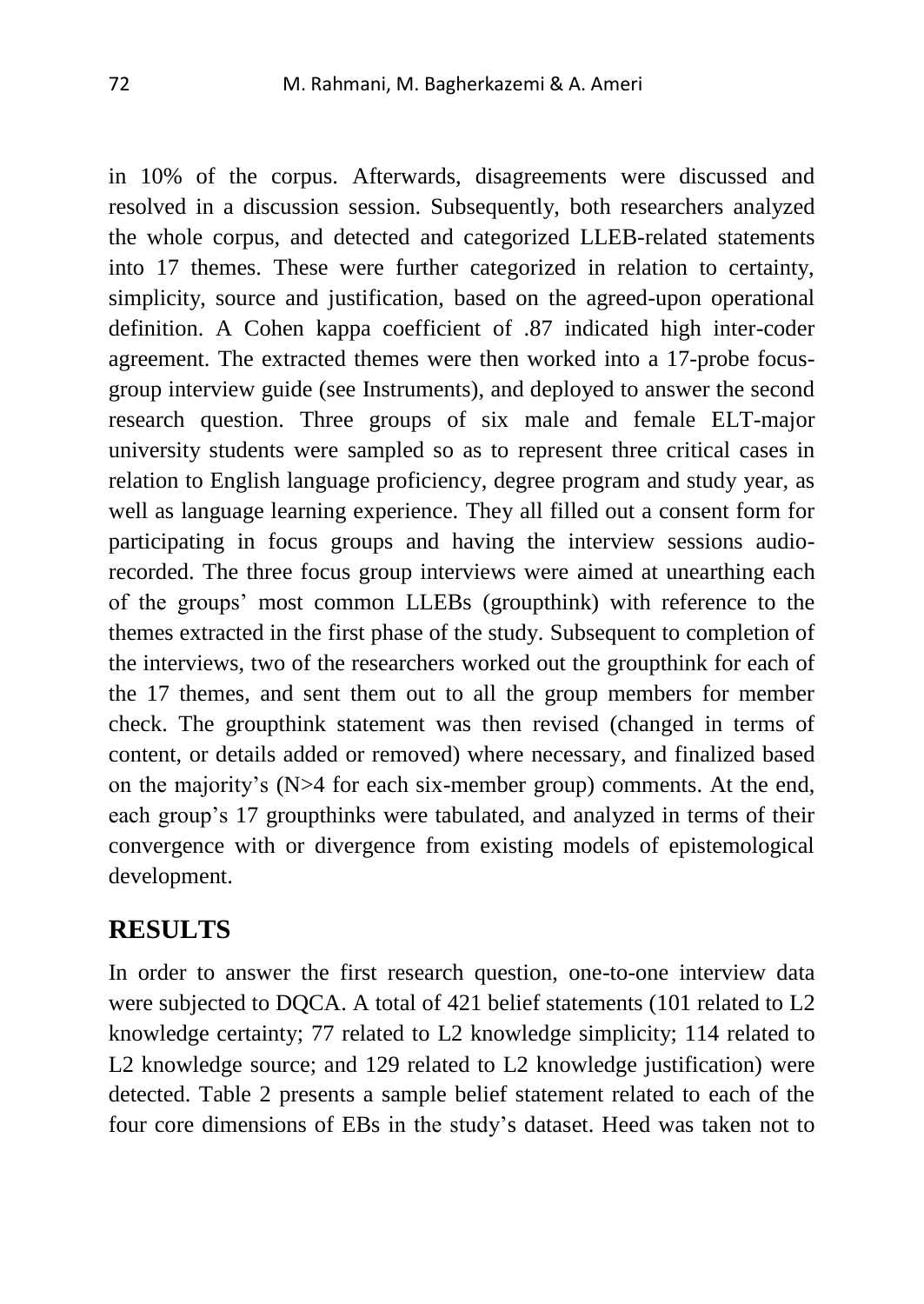in 10% of the corpus. Afterwards, disagreements were discussed and resolved in a discussion session. Subsequently, both researchers analyzed the whole corpus, and detected and categorized LLEB-related statements into 17 themes. These were further categorized in relation to certainty, simplicity, source and justification, based on the agreed-upon operational definition. A Cohen kappa coefficient of .87 indicated high inter-coder agreement. The extracted themes were then worked into a 17-probe focus-group interview guide (see Instruments), and deployed to answer the second research question. Three groups of six male and female ELT-major university students were sampled so as to represent three critical cases in relation to English language proficiency, degree program and study year, as well as language learning experience. They all filled out a consent form for participating in focus groups and having the interview sessions audio-recorded. The three focus group interviews were aimed at unearthing each of the groups' most common LLEBs (groupthink) with reference to the themes extracted in the first phase of the study. Subsequent to completion of the interviews, two of the researchers worked out the groupthink for each of the 17 themes, and sent them out to all the group members for member check. The groupthink statement was then revised (changed in terms of content, or details added or removed) where necessary, and finalized based on the majority's (N>4 for each six-member group) comments. At the end, each group's 17 groupthinks were tabulated, and analyzed in terms of their convergence with or divergence from existing models of epistemological development.

## RESULTS

In order to answer the first research question, one-to-one interview data were subjected to DQCA. A total of 421 belief statements (101 related to L2 knowledge certainty; 77 related to L2 knowledge simplicity; 114 related to L2 knowledge source; and 129 related to L2 knowledge justification) were detected. Table 2 presents a sample belief statement related to each of the four core dimensions of EBs in the study's dataset. Heed was taken not to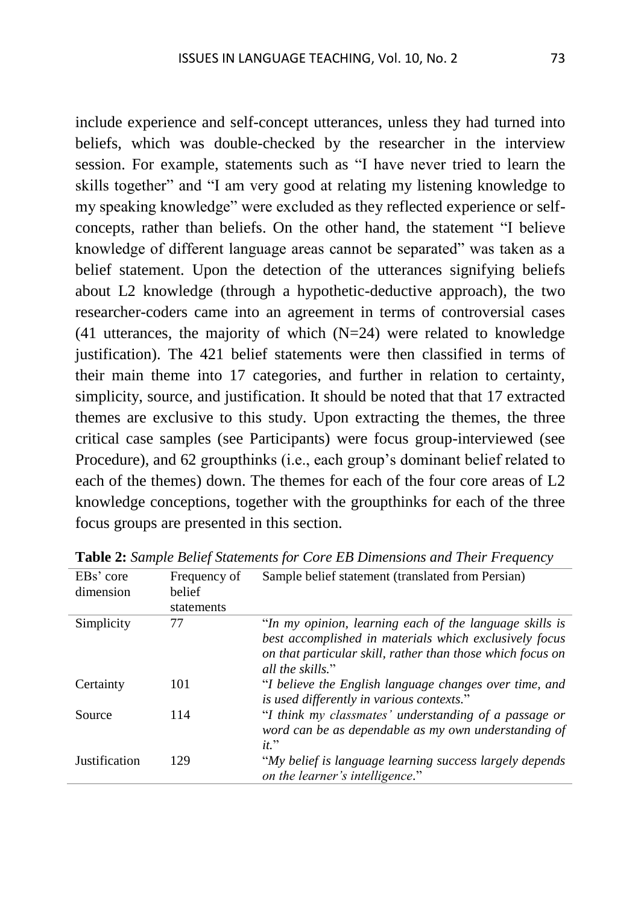include experience and self-concept utterances, unless they had turned into beliefs, which was double-checked by the researcher in the interview session. For example, statements such as "I have never tried to learn the skills together" and "I am very good at relating my listening knowledge to my speaking knowledge" were excluded as they reflected experience or self-concepts, rather than beliefs. On the other hand, the statement "I believe knowledge of different language areas cannot be separated" was taken as a belief statement. Upon the detection of the utterances signifying beliefs about L2 knowledge (through a hypothetic-deductive approach), the two researcher-coders came into an agreement in terms of controversial cases (41 utterances, the majority of which (N=24) were related to knowledge justification). The 421 belief statements were then classified in terms of their main theme into 17 categories, and further in relation to certainty, simplicity, source, and justification. It should be noted that that 17 extracted themes are exclusive to this study. Upon extracting the themes, the three critical case samples (see Participants) were focus group-interviewed (see Procedure), and 62 groupthinks (i.e., each group's dominant belief related to each of the themes) down. The themes for each of the four core areas of L2 knowledge conceptions, together with the groupthinks for each of the three focus groups are presented in this section.

**Table 2:** *Sample Belief Statements for Core EB Dimensions and Their Frequency*

| EBs' core dimension | Frequency of belief statements | Sample belief statement (translated from Persian) |
|---|---|---|
| Simplicity | 77 | "*In my opinion, learning each of the language skills is best accomplished in materials which exclusively focus on that particular skill, rather than those which focus on all the skills.*" |
| Certainty | 101 | "*I believe the English language changes over time, and is used differently in various contexts.*" |
| Source | 114 | "*I think my classmates' understanding of a passage or word can be as dependable as my own understanding of it.*" |
| Justification | 129 | "*My belief is language learning success largely depends on the learner's intelligence.*" |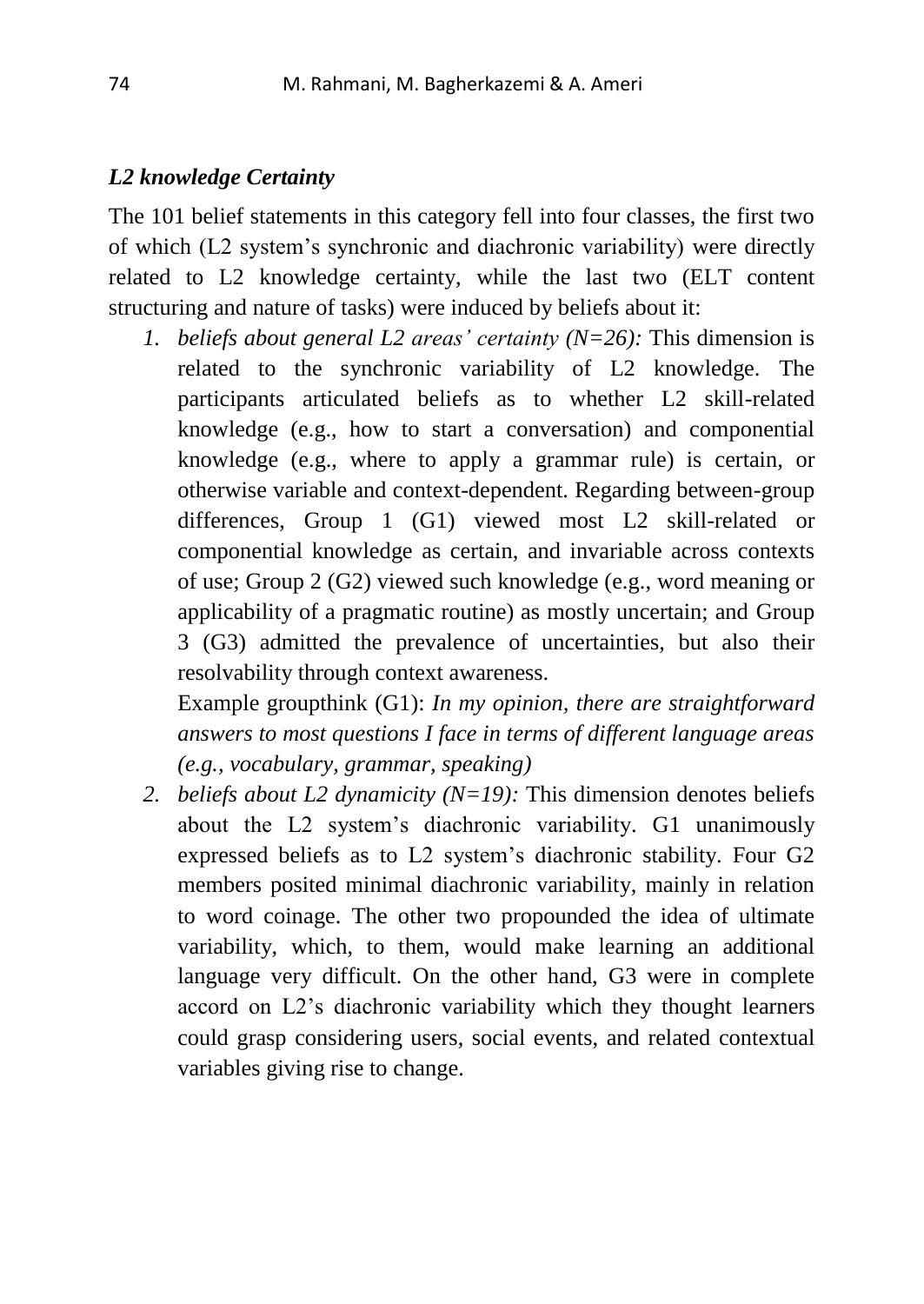### *L2 knowledge Certainty*

The 101 belief statements in this category fell into four classes, the first two of which (L2 system's synchronic and diachronic variability) were directly related to L2 knowledge certainty, while the last two (ELT content structuring and nature of tasks) were induced by beliefs about it:

1. *beliefs about general L2 areas' certainty (N=26):* This dimension is related to the synchronic variability of L2 knowledge. The participants articulated beliefs as to whether L2 skill-related knowledge (e.g., how to start a conversation) and componential knowledge (e.g., where to apply a grammar rule) is certain, or otherwise variable and context-dependent. Regarding between-group differences, Group 1 (G1) viewed most L2 skill-related or componential knowledge as certain, and invariable across contexts of use; Group 2 (G2) viewed such knowledge (e.g., word meaning or applicability of a pragmatic routine) as mostly uncertain; and Group 3 (G3) admitted the prevalence of uncertainties, but also their resolvability through context awareness.

   Example groupthink (G1): *In my opinion, there are straightforward answers to most questions I face in terms of different language areas (e.g., vocabulary, grammar, speaking)*

2. *beliefs about L2 dynamicity (N=19):* This dimension denotes beliefs about the L2 system's diachronic variability. G1 unanimously expressed beliefs as to L2 system's diachronic stability. Four G2 members posited minimal diachronic variability, mainly in relation to word coinage. The other two propounded the idea of ultimate variability, which, to them, would make learning an additional language very difficult. On the other hand, G3 were in complete accord on L2's diachronic variability which they thought learners could grasp considering users, social events, and related contextual variables giving rise to change.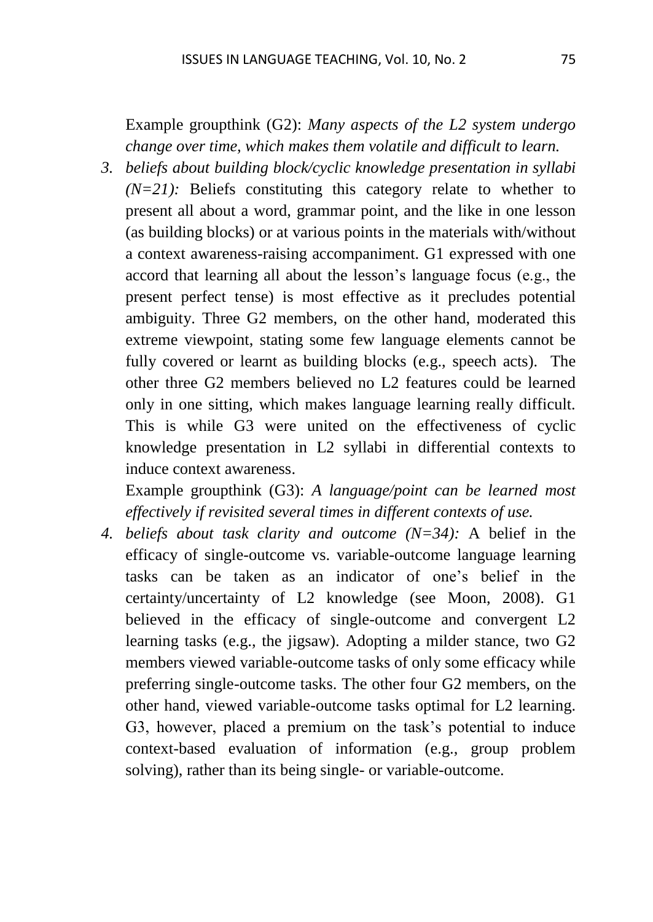Example groupthink (G2): *Many aspects of the L2 system undergo change over time, which makes them volatile and difficult to learn.*

3. *beliefs about building block/cyclic knowledge presentation in syllabi (N=21):* Beliefs constituting this category relate to whether to present all about a word, grammar point, and the like in one lesson (as building blocks) or at various points in the materials with/without a context awareness-raising accompaniment. G1 expressed with one accord that learning all about the lesson's language focus (e.g., the present perfect tense) is most effective as it precludes potential ambiguity. Three G2 members, on the other hand, moderated this extreme viewpoint, stating some few language elements cannot be fully covered or learnt as building blocks (e.g., speech acts). The other three G2 members believed no L2 features could be learned only in one sitting, which makes language learning really difficult. This is while G3 were united on the effectiveness of cyclic knowledge presentation in L2 syllabi in differential contexts to induce context awareness.

   Example groupthink (G3): *A language/point can be learned most effectively if revisited several times in different contexts of use.*

4. *beliefs about task clarity and outcome (N=34):* A belief in the efficacy of single-outcome vs. variable-outcome language learning tasks can be taken as an indicator of one's belief in the certainty/uncertainty of L2 knowledge (see Moon, 2008). G1 believed in the efficacy of single-outcome and convergent L2 learning tasks (e.g., the jigsaw). Adopting a milder stance, two G2 members viewed variable-outcome tasks of only some efficacy while preferring single-outcome tasks. The other four G2 members, on the other hand, viewed variable-outcome tasks optimal for L2 learning. G3, however, placed a premium on the task's potential to induce context-based evaluation of information (e.g., group problem solving), rather than its being single- or variable-outcome.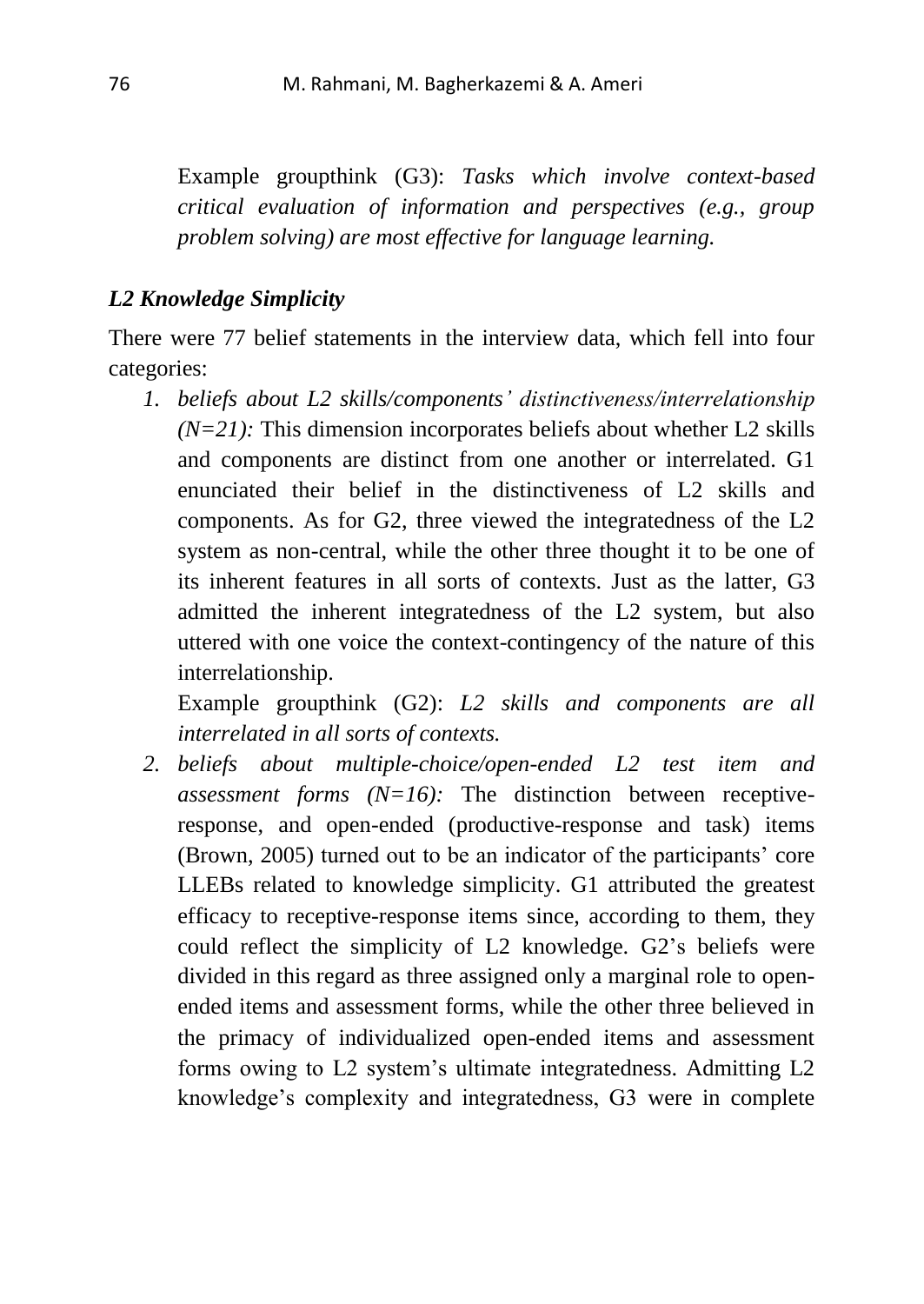Example groupthink (G3): *Tasks which involve context-based critical evaluation of information and perspectives (e.g., group problem solving) are most effective for language learning.*

### *L2 Knowledge Simplicity*

There were 77 belief statements in the interview data, which fell into four categories:

1. *beliefs about L2 skills/components' distinctiveness/interrelationship (N=21):* This dimension incorporates beliefs about whether L2 skills and components are distinct from one another or interrelated. G1 enunciated their belief in the distinctiveness of L2 skills and components. As for G2, three viewed the integratedness of the L2 system as non-central, while the other three thought it to be one of its inherent features in all sorts of contexts. Just as the latter, G3 admitted the inherent integratedness of the L2 system, but also uttered with one voice the context-contingency of the nature of this interrelationship.

   Example groupthink (G2): *L2 skills and components are all interrelated in all sorts of contexts.*

2. *beliefs about multiple-choice/open-ended L2 test item and assessment forms (N=16):* The distinction between receptive-response, and open-ended (productive-response and task) items (Brown, 2005) turned out to be an indicator of the participants' core LLEBs related to knowledge simplicity. G1 attributed the greatest efficacy to receptive-response items since, according to them, they could reflect the simplicity of L2 knowledge. G2's beliefs were divided in this regard as three assigned only a marginal role to open-ended items and assessment forms, while the other three believed in the primacy of individualized open-ended items and assessment forms owing to L2 system's ultimate integratedness. Admitting L2 knowledge's complexity and integratedness, G3 were in complete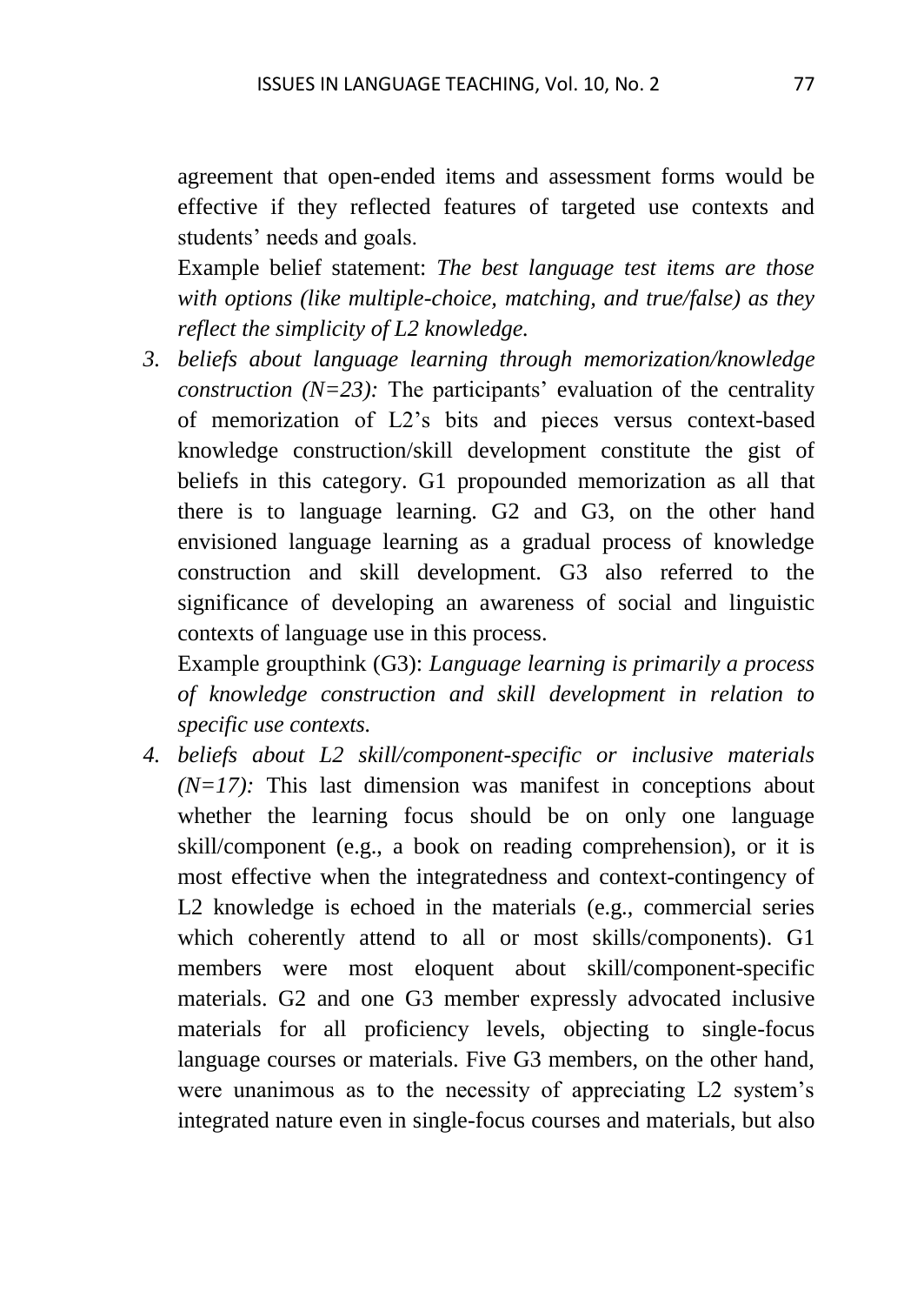agreement that open-ended items and assessment forms would be effective if they reflected features of targeted use contexts and students' needs and goals.

Example belief statement: *The best language test items are those with options (like multiple-choice, matching, and true/false) as they reflect the simplicity of L2 knowledge.*

3. *beliefs about language learning through memorization/knowledge construction (N=23):* The participants' evaluation of the centrality of memorization of L2's bits and pieces versus context-based knowledge construction/skill development constitute the gist of beliefs in this category. G1 propounded memorization as all that there is to language learning. G2 and G3, on the other hand envisioned language learning as a gradual process of knowledge construction and skill development. G3 also referred to the significance of developing an awareness of social and linguistic contexts of language use in this process.

   Example groupthink (G3): *Language learning is primarily a process of knowledge construction and skill development in relation to specific use contexts.*

4. *beliefs about L2 skill/component-specific or inclusive materials (N=17):* This last dimension was manifest in conceptions about whether the learning focus should be on only one language skill/component (e.g., a book on reading comprehension), or it is most effective when the integratedness and context-contingency of L2 knowledge is echoed in the materials (e.g., commercial series which coherently attend to all or most skills/components). G1 members were most eloquent about skill/component-specific materials. G2 and one G3 member expressly advocated inclusive materials for all proficiency levels, objecting to single-focus language courses or materials. Five G3 members, on the other hand, were unanimous as to the necessity of appreciating L2 system's integrated nature even in single-focus courses and materials, but also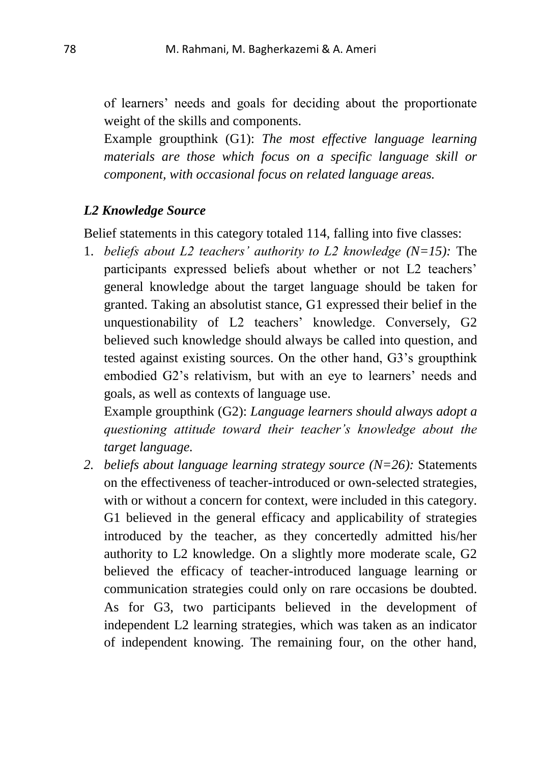of learners' needs and goals for deciding about the proportionate weight of the skills and components.

Example groupthink (G1): *The most effective language learning materials are those which focus on a specific language skill or component, with occasional focus on related language areas.*

### *L2 Knowledge Source*

Belief statements in this category totaled 114, falling into five classes:

1. *beliefs about L2 teachers' authority to L2 knowledge (N=15):* The participants expressed beliefs about whether or not L2 teachers' general knowledge about the target language should be taken for granted. Taking an absolutist stance, G1 expressed their belief in the unquestionability of L2 teachers' knowledge. Conversely, G2 believed such knowledge should always be called into question, and tested against existing sources. On the other hand, G3's groupthink embodied G2's relativism, but with an eye to learners' needs and goals, as well as contexts of language use.

   Example groupthink (G2): *Language learners should always adopt a questioning attitude toward their teacher's knowledge about the target language.*

2. *beliefs about language learning strategy source (N=26):* Statements on the effectiveness of teacher-introduced or own-selected strategies, with or without a concern for context, were included in this category. G1 believed in the general efficacy and applicability of strategies introduced by the teacher, as they concertedly admitted his/her authority to L2 knowledge. On a slightly more moderate scale, G2 believed the efficacy of teacher-introduced language learning or communication strategies could only on rare occasions be doubted. As for G3, two participants believed in the development of independent L2 learning strategies, which was taken as an indicator of independent knowing. The remaining four, on the other hand,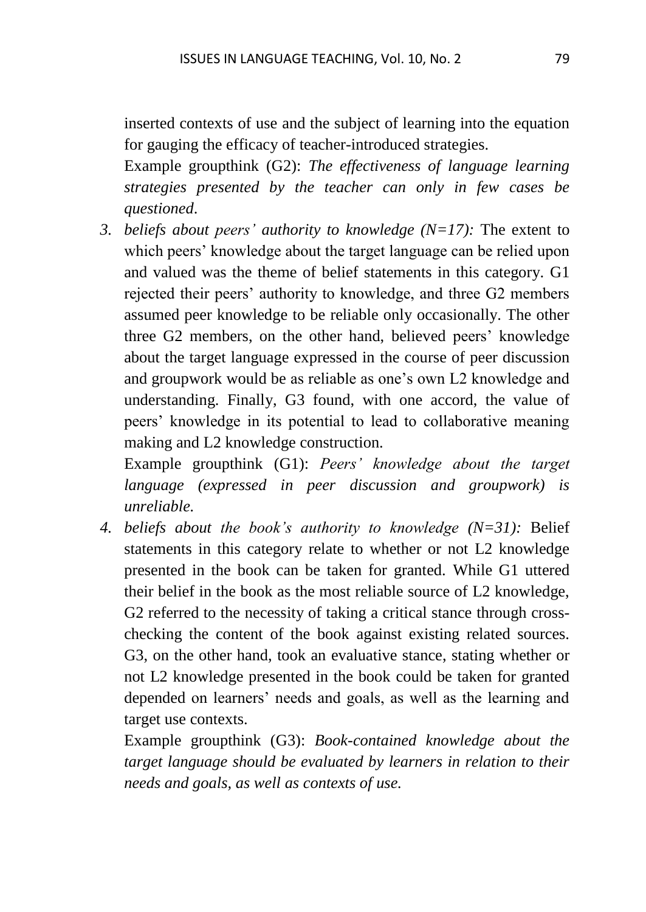inserted contexts of use and the subject of learning into the equation for gauging the efficacy of teacher-introduced strategies.

Example groupthink (G2): *The effectiveness of language learning strategies presented by the teacher can only in few cases be questioned*.

3. *beliefs about peers' authority to knowledge (N=17):* The extent to which peers' knowledge about the target language can be relied upon and valued was the theme of belief statements in this category. G1 rejected their peers' authority to knowledge, and three G2 members assumed peer knowledge to be reliable only occasionally. The other three G2 members, on the other hand, believed peers' knowledge about the target language expressed in the course of peer discussion and groupwork would be as reliable as one's own L2 knowledge and understanding. Finally, G3 found, with one accord, the value of peers' knowledge in its potential to lead to collaborative meaning making and L2 knowledge construction.

   Example groupthink (G1): *Peers' knowledge about the target language (expressed in peer discussion and groupwork) is unreliable.*

4. *beliefs about the book's authority to knowledge (N=31):* Belief statements in this category relate to whether or not L2 knowledge presented in the book can be taken for granted. While G1 uttered their belief in the book as the most reliable source of L2 knowledge, G2 referred to the necessity of taking a critical stance through cross-checking the content of the book against existing related sources. G3, on the other hand, took an evaluative stance, stating whether or not L2 knowledge presented in the book could be taken for granted depended on learners' needs and goals, as well as the learning and target use contexts.

   Example groupthink (G3): *Book-contained knowledge about the target language should be evaluated by learners in relation to their needs and goals, as well as contexts of use.*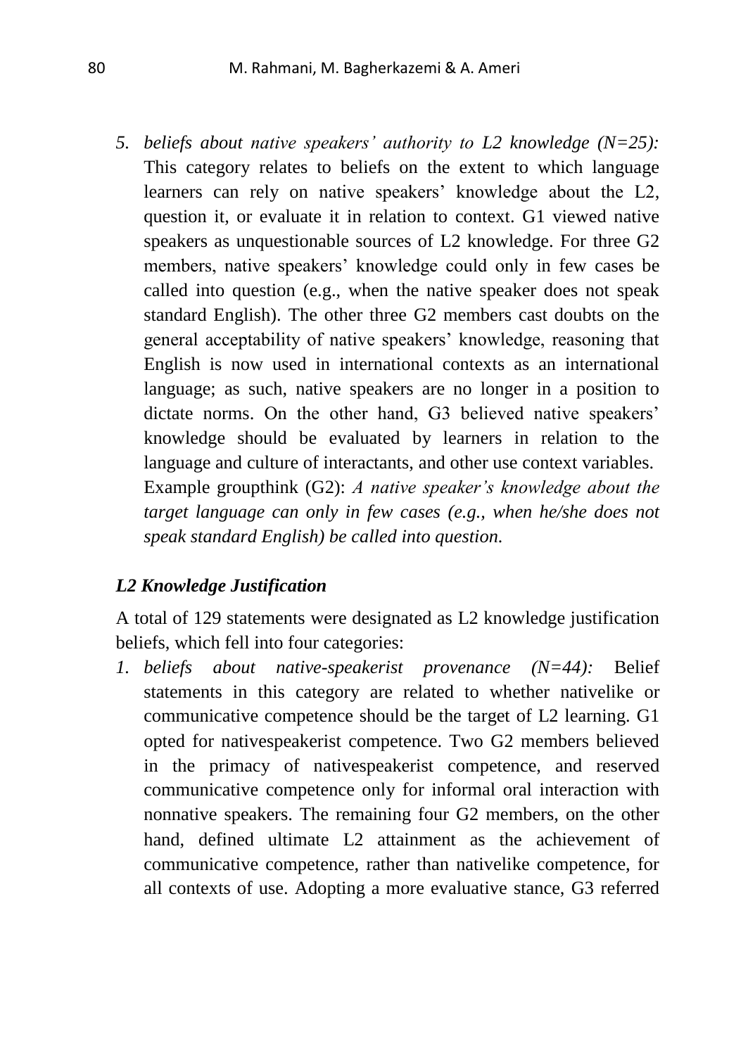5. *beliefs about native speakers' authority to L2 knowledge (N=25):* This category relates to beliefs on the extent to which language learners can rely on native speakers' knowledge about the L2, question it, or evaluate it in relation to context. G1 viewed native speakers as unquestionable sources of L2 knowledge. For three G2 members, native speakers' knowledge could only in few cases be called into question (e.g., when the native speaker does not speak standard English). The other three G2 members cast doubts on the general acceptability of native speakers' knowledge, reasoning that English is now used in international contexts as an international language; as such, native speakers are no longer in a position to dictate norms. On the other hand, G3 believed native speakers' knowledge should be evaluated by learners in relation to the language and culture of interactants, and other use context variables. Example groupthink (G2): *A native speaker's knowledge about the target language can only in few cases (e.g., when he/she does not speak standard English) be called into question.*

### *L2 Knowledge Justification*

A total of 129 statements were designated as L2 knowledge justification beliefs, which fell into four categories:

1. *beliefs about native-speakerist provenance (N=44):* Belief statements in this category are related to whether nativelike or communicative competence should be the target of L2 learning. G1 opted for nativespeakerist competence. Two G2 members believed in the primacy of nativespeakerist competence, and reserved communicative competence only for informal oral interaction with nonnative speakers. The remaining four G2 members, on the other hand, defined ultimate L2 attainment as the achievement of communicative competence, rather than nativelike competence, for all contexts of use. Adopting a more evaluative stance, G3 referred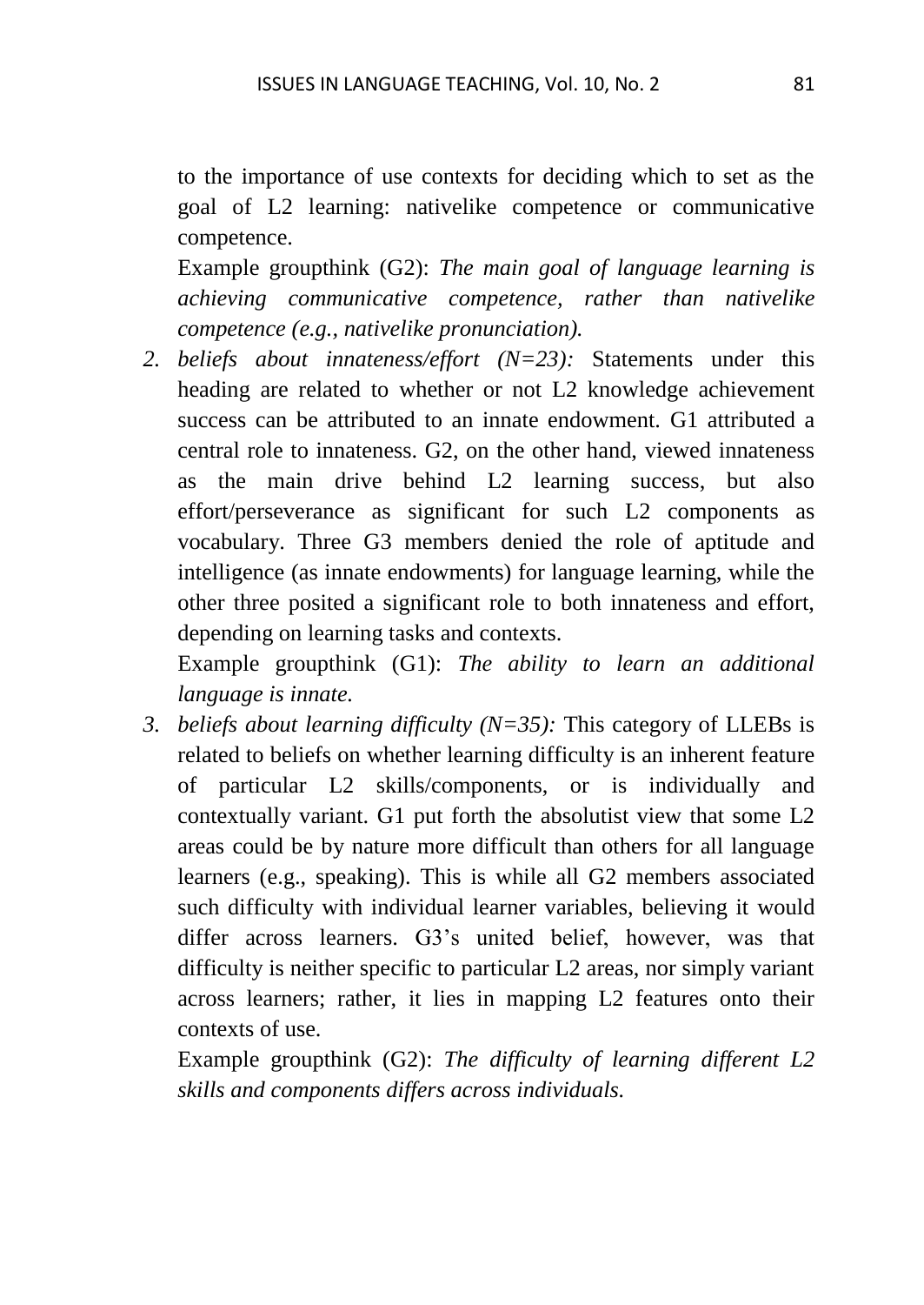to the importance of use contexts for deciding which to set as the goal of L2 learning: nativelike competence or communicative competence.

Example groupthink (G2): *The main goal of language learning is achieving communicative competence, rather than nativelike competence (e.g., nativelike pronunciation).*

2. *beliefs about innateness/effort (N=23):* Statements under this heading are related to whether or not L2 knowledge achievement success can be attributed to an innate endowment. G1 attributed a central role to innateness. G2, on the other hand, viewed innateness as the main drive behind L2 learning success, but also effort/perseverance as significant for such L2 components as vocabulary. Three G3 members denied the role of aptitude and intelligence (as innate endowments) for language learning, while the other three posited a significant role to both innateness and effort, depending on learning tasks and contexts.

   Example groupthink (G1): *The ability to learn an additional language is innate.*

3. *beliefs about learning difficulty (N=35):* This category of LLEBs is related to beliefs on whether learning difficulty is an inherent feature of particular L2 skills/components, or is individually and contextually variant. G1 put forth the absolutist view that some L2 areas could be by nature more difficult than others for all language learners (e.g., speaking). This is while all G2 members associated such difficulty with individual learner variables, believing it would differ across learners. G3's united belief, however, was that difficulty is neither specific to particular L2 areas, nor simply variant across learners; rather, it lies in mapping L2 features onto their contexts of use.

   Example groupthink (G2): *The difficulty of learning different L2 skills and components differs across individuals.*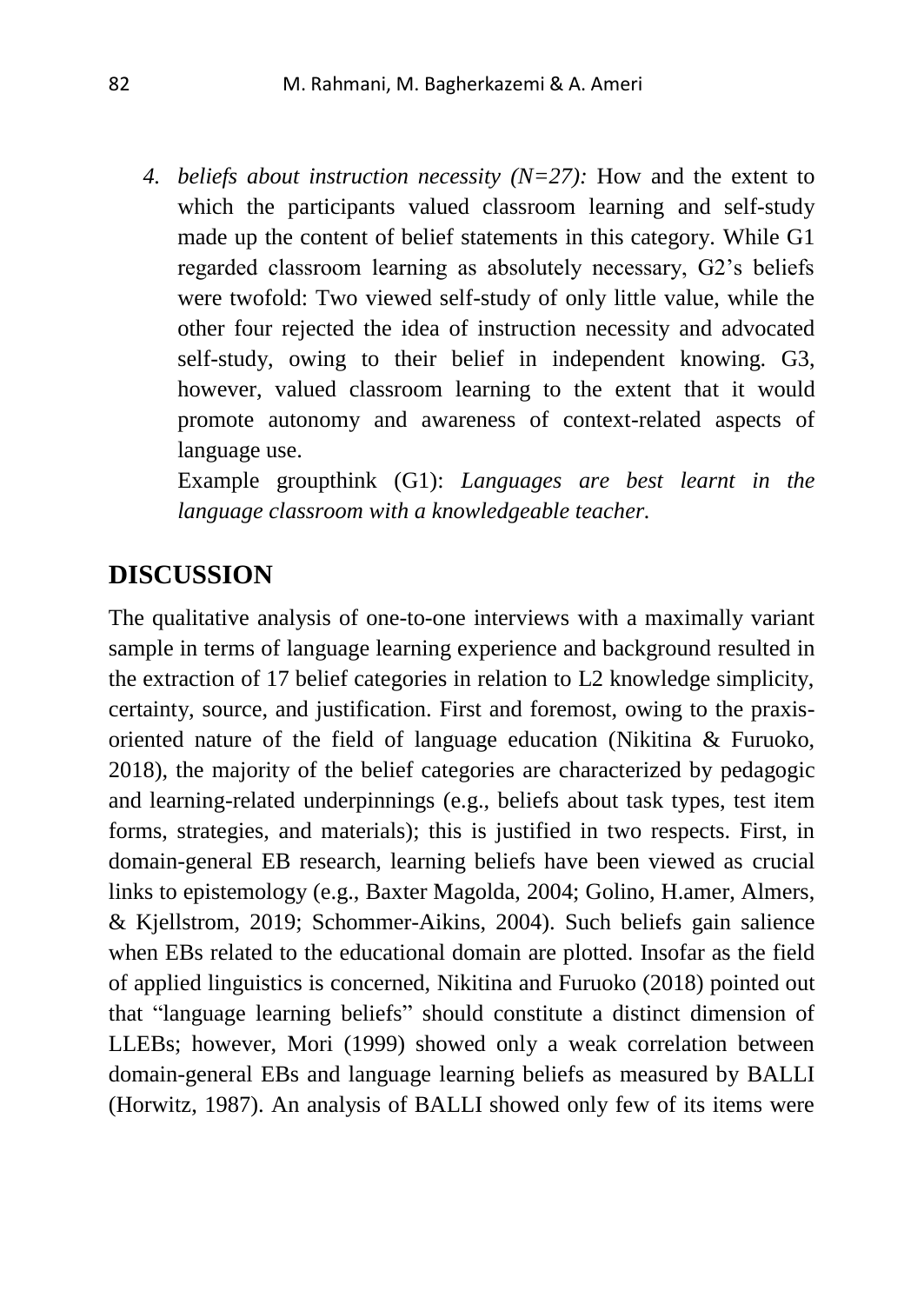4. *beliefs about instruction necessity (N=27):* How and the extent to which the participants valued classroom learning and self-study made up the content of belief statements in this category. While G1 regarded classroom learning as absolutely necessary, G2's beliefs were twofold: Two viewed self-study of only little value, while the other four rejected the idea of instruction necessity and advocated self-study, owing to their belief in independent knowing. G3, however, valued classroom learning to the extent that it would promote autonomy and awareness of context-related aspects of language use.

   Example groupthink (G1): *Languages are best learnt in the language classroom with a knowledgeable teacher.*

## DISCUSSION

The qualitative analysis of one-to-one interviews with a maximally variant sample in terms of language learning experience and background resulted in the extraction of 17 belief categories in relation to L2 knowledge simplicity, certainty, source, and justification. First and foremost, owing to the praxis-oriented nature of the field of language education (Nikitina & Furuoko, 2018), the majority of the belief categories are characterized by pedagogic and learning-related underpinnings (e.g., beliefs about task types, test item forms, strategies, and materials); this is justified in two respects. First, in domain-general EB research, learning beliefs have been viewed as crucial links to epistemology (e.g., Baxter Magolda, 2004; Golino, H.amer, Almers, & Kjellstrom, 2019; Schommer-Aikins, 2004). Such beliefs gain salience when EBs related to the educational domain are plotted. Insofar as the field of applied linguistics is concerned, Nikitina and Furuoko (2018) pointed out that "language learning beliefs" should constitute a distinct dimension of LLEBs; however, Mori (1999) showed only a weak correlation between domain-general EBs and language learning beliefs as measured by BALLI (Horwitz, 1987). An analysis of BALLI showed only few of its items were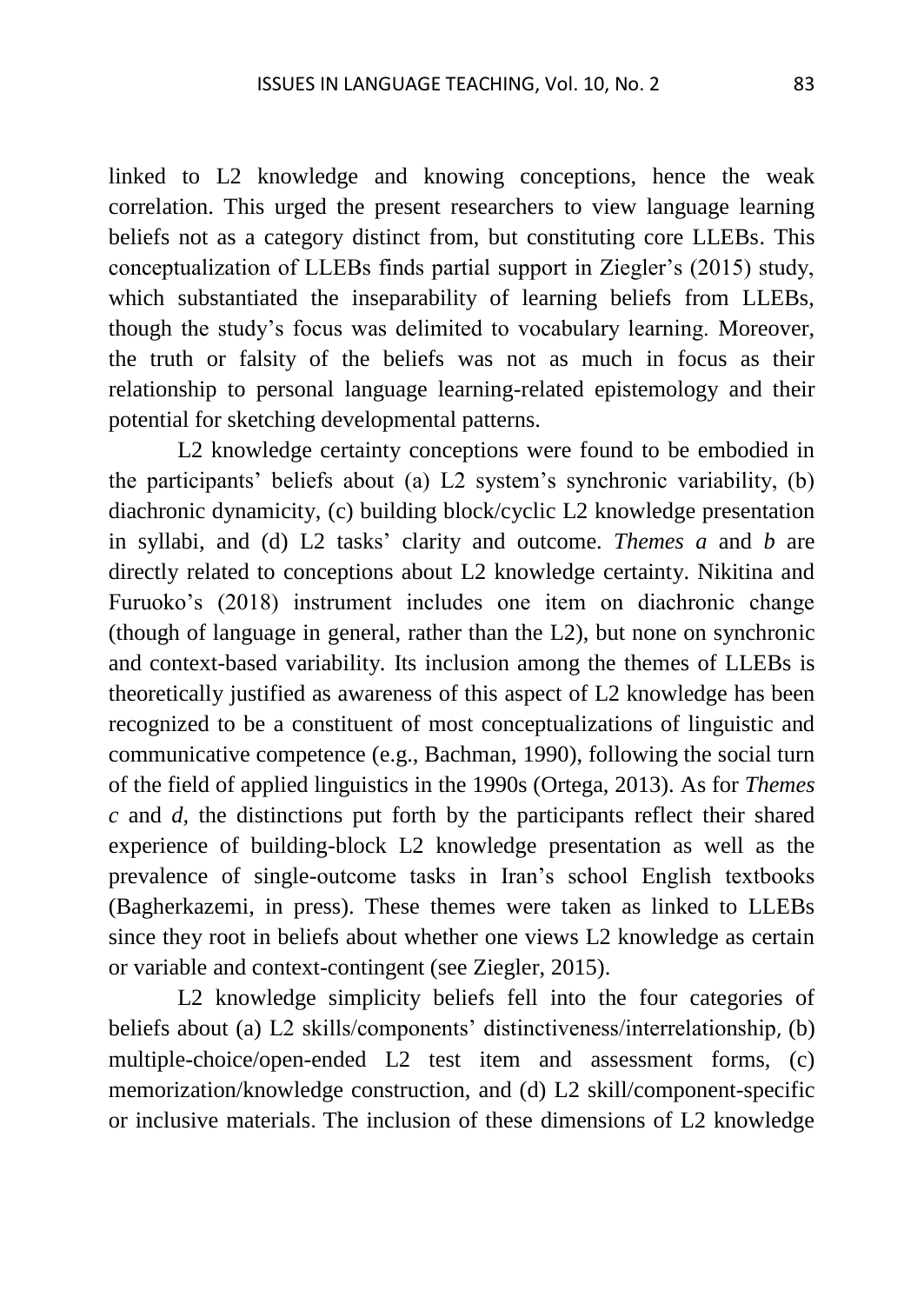linked to L2 knowledge and knowing conceptions, hence the weak correlation. This urged the present researchers to view language learning beliefs not as a category distinct from, but constituting core LLEBs. This conceptualization of LLEBs finds partial support in Ziegler's (2015) study, which substantiated the inseparability of learning beliefs from LLEBs, though the study's focus was delimited to vocabulary learning. Moreover, the truth or falsity of the beliefs was not as much in focus as their relationship to personal language learning-related epistemology and their potential for sketching developmental patterns.

L2 knowledge certainty conceptions were found to be embodied in the participants' beliefs about (a) L2 system's synchronic variability, (b) diachronic dynamicity, (c) building block/cyclic L2 knowledge presentation in syllabi, and (d) L2 tasks' clarity and outcome. *Themes a* and *b* are directly related to conceptions about L2 knowledge certainty. Nikitina and Furuoko's (2018) instrument includes one item on diachronic change (though of language in general, rather than the L2), but none on synchronic and context-based variability. Its inclusion among the themes of LLEBs is theoretically justified as awareness of this aspect of L2 knowledge has been recognized to be a constituent of most conceptualizations of linguistic and communicative competence (e.g., Bachman, 1990), following the social turn of the field of applied linguistics in the 1990s (Ortega, 2013). As for *Themes c* and *d,* the distinctions put forth by the participants reflect their shared experience of building-block L2 knowledge presentation as well as the prevalence of single-outcome tasks in Iran's school English textbooks (Bagherkazemi, in press). These themes were taken as linked to LLEBs since they root in beliefs about whether one views L2 knowledge as certain or variable and context-contingent (see Ziegler, 2015).

L2 knowledge simplicity beliefs fell into the four categories of beliefs about (a) L2 skills/components' distinctiveness/interrelationship, (b) multiple-choice/open-ended L2 test item and assessment forms, (c) memorization/knowledge construction, and (d) L2 skill/component-specific or inclusive materials. The inclusion of these dimensions of L2 knowledge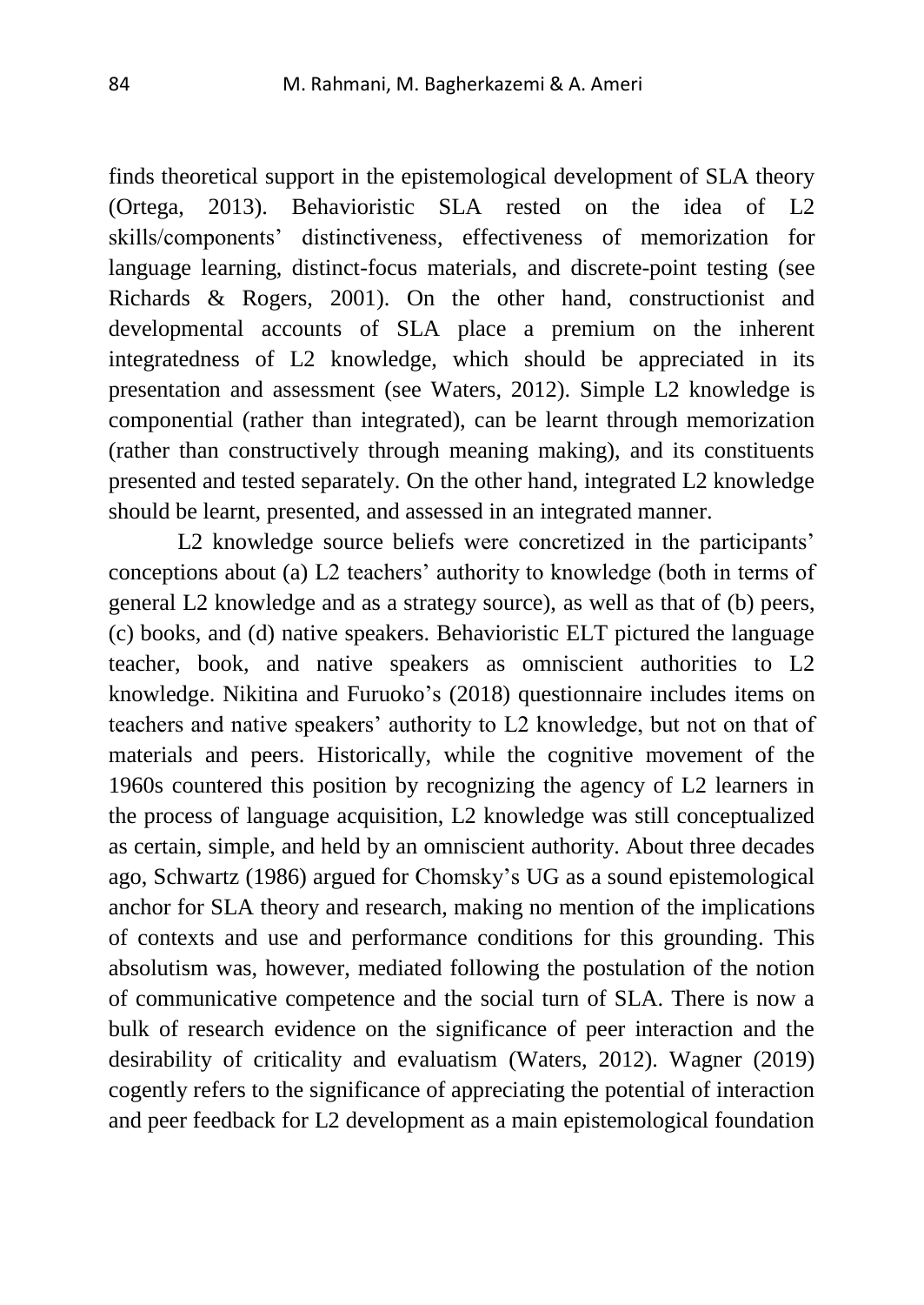finds theoretical support in the epistemological development of SLA theory (Ortega, 2013). Behavioristic SLA rested on the idea of L2 skills/components' distinctiveness, effectiveness of memorization for language learning, distinct-focus materials, and discrete-point testing (see Richards & Rogers, 2001). On the other hand, constructionist and developmental accounts of SLA place a premium on the inherent integratedness of L2 knowledge, which should be appreciated in its presentation and assessment (see Waters, 2012). Simple L2 knowledge is componential (rather than integrated), can be learnt through memorization (rather than constructively through meaning making), and its constituents presented and tested separately. On the other hand, integrated L2 knowledge should be learnt, presented, and assessed in an integrated manner.

L2 knowledge source beliefs were concretized in the participants' conceptions about (a) L2 teachers' authority to knowledge (both in terms of general L2 knowledge and as a strategy source), as well as that of (b) peers, (c) books, and (d) native speakers. Behavioristic ELT pictured the language teacher, book, and native speakers as omniscient authorities to L2 knowledge. Nikitina and Furuoko's (2018) questionnaire includes items on teachers and native speakers' authority to L2 knowledge, but not on that of materials and peers. Historically, while the cognitive movement of the 1960s countered this position by recognizing the agency of L2 learners in the process of language acquisition, L2 knowledge was still conceptualized as certain, simple, and held by an omniscient authority. About three decades ago, Schwartz (1986) argued for Chomsky's UG as a sound epistemological anchor for SLA theory and research, making no mention of the implications of contexts and use and performance conditions for this grounding. This absolutism was, however, mediated following the postulation of the notion of communicative competence and the social turn of SLA. There is now a bulk of research evidence on the significance of peer interaction and the desirability of criticality and evaluatism (Waters, 2012). Wagner (2019) cogently refers to the significance of appreciating the potential of interaction and peer feedback for L2 development as a main epistemological foundation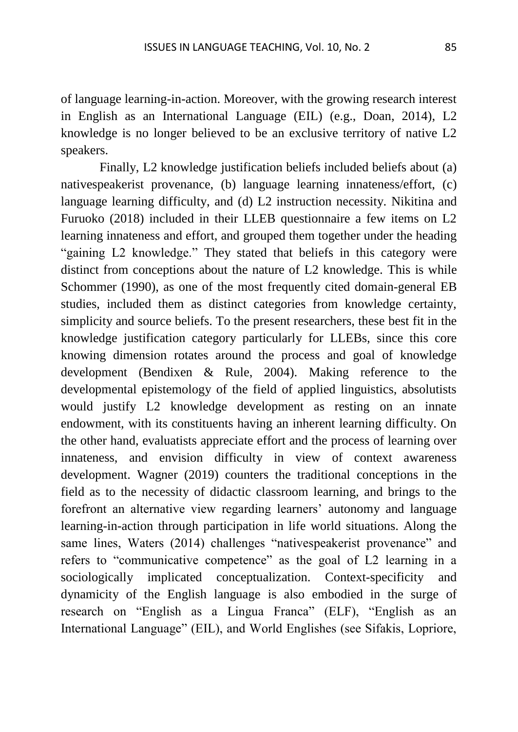of language learning-in-action. Moreover, with the growing research interest in English as an International Language (EIL) (e.g., Doan, 2014), L2 knowledge is no longer believed to be an exclusive territory of native L2 speakers.

Finally, L2 knowledge justification beliefs included beliefs about (a) nativespeakerist provenance, (b) language learning innateness/effort, (c) language learning difficulty, and (d) L2 instruction necessity. Nikitina and Furuoko (2018) included in their LLEB questionnaire a few items on L2 learning innateness and effort, and grouped them together under the heading "gaining L2 knowledge." They stated that beliefs in this category were distinct from conceptions about the nature of L2 knowledge. This is while Schommer (1990), as one of the most frequently cited domain-general EB studies, included them as distinct categories from knowledge certainty, simplicity and source beliefs. To the present researchers, these best fit in the knowledge justification category particularly for LLEBs, since this core knowing dimension rotates around the process and goal of knowledge development (Bendixen & Rule, 2004). Making reference to the developmental epistemology of the field of applied linguistics, absolutists would justify L2 knowledge development as resting on an innate endowment, with its constituents having an inherent learning difficulty. On the other hand, evaluatists appreciate effort and the process of learning over innateness, and envision difficulty in view of context awareness development. Wagner (2019) counters the traditional conceptions in the field as to the necessity of didactic classroom learning, and brings to the forefront an alternative view regarding learners' autonomy and language learning-in-action through participation in life world situations. Along the same lines, Waters (2014) challenges "nativespeakerist provenance" and refers to "communicative competence" as the goal of L2 learning in a sociologically implicated conceptualization. Context-specificity and dynamicity of the English language is also embodied in the surge of research on "English as a Lingua Franca" (ELF), "English as an International Language" (EIL), and World Englishes (see Sifakis, Lopriore,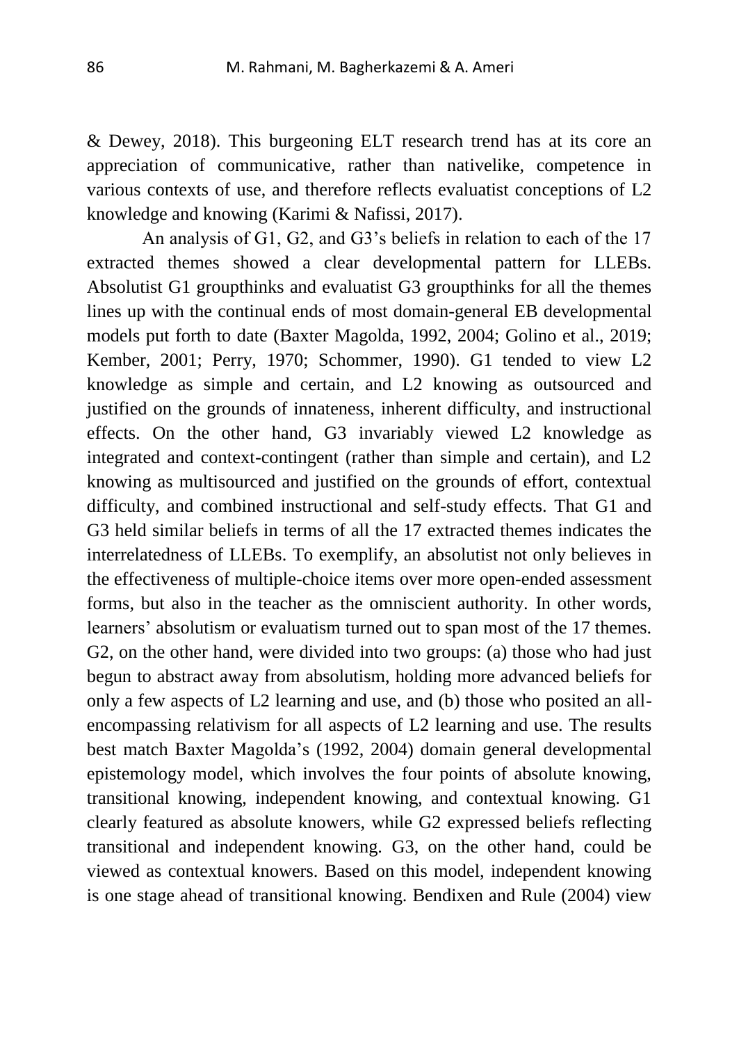& Dewey, 2018). This burgeoning ELT research trend has at its core an appreciation of communicative, rather than nativelike, competence in various contexts of use, and therefore reflects evaluatist conceptions of L2 knowledge and knowing (Karimi & Nafissi, 2017).

An analysis of G1, G2, and G3's beliefs in relation to each of the 17 extracted themes showed a clear developmental pattern for LLEBs. Absolutist G1 groupthinks and evaluatist G3 groupthinks for all the themes lines up with the continual ends of most domain-general EB developmental models put forth to date (Baxter Magolda, 1992, 2004; Golino et al., 2019; Kember, 2001; Perry, 1970; Schommer, 1990). G1 tended to view L2 knowledge as simple and certain, and L2 knowing as outsourced and justified on the grounds of innateness, inherent difficulty, and instructional effects. On the other hand, G3 invariably viewed L2 knowledge as integrated and context-contingent (rather than simple and certain), and L2 knowing as multisourced and justified on the grounds of effort, contextual difficulty, and combined instructional and self-study effects. That G1 and G3 held similar beliefs in terms of all the 17 extracted themes indicates the interrelatedness of LLEBs. To exemplify, an absolutist not only believes in the effectiveness of multiple-choice items over more open-ended assessment forms, but also in the teacher as the omniscient authority. In other words, learners' absolutism or evaluatism turned out to span most of the 17 themes. G2, on the other hand, were divided into two groups: (a) those who had just begun to abstract away from absolutism, holding more advanced beliefs for only a few aspects of L2 learning and use, and (b) those who posited an all-encompassing relativism for all aspects of L2 learning and use. The results best match Baxter Magolda's (1992, 2004) domain general developmental epistemology model, which involves the four points of absolute knowing, transitional knowing, independent knowing, and contextual knowing. G1 clearly featured as absolute knowers, while G2 expressed beliefs reflecting transitional and independent knowing. G3, on the other hand, could be viewed as contextual knowers. Based on this model, independent knowing is one stage ahead of transitional knowing. Bendixen and Rule (2004) view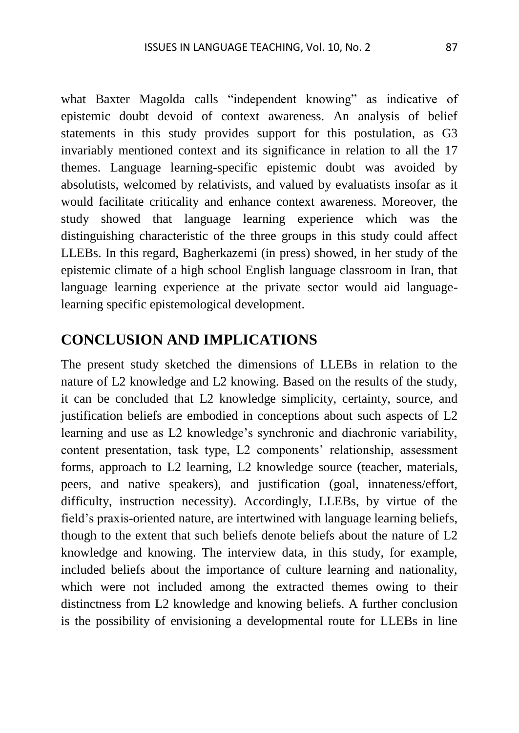what Baxter Magolda calls "independent knowing" as indicative of epistemic doubt devoid of context awareness. An analysis of belief statements in this study provides support for this postulation, as G3 invariably mentioned context and its significance in relation to all the 17 themes. Language learning-specific epistemic doubt was avoided by absolutists, welcomed by relativists, and valued by evaluatists insofar as it would facilitate criticality and enhance context awareness. Moreover, the study showed that language learning experience which was the distinguishing characteristic of the three groups in this study could affect LLEBs. In this regard, Bagherkazemi (in press) showed, in her study of the epistemic climate of a high school English language classroom in Iran, that language learning experience at the private sector would aid language-learning specific epistemological development.

## CONCLUSION AND IMPLICATIONS

The present study sketched the dimensions of LLEBs in relation to the nature of L2 knowledge and L2 knowing. Based on the results of the study, it can be concluded that L2 knowledge simplicity, certainty, source, and justification beliefs are embodied in conceptions about such aspects of L2 learning and use as L2 knowledge's synchronic and diachronic variability, content presentation, task type, L2 components' relationship, assessment forms, approach to L2 learning, L2 knowledge source (teacher, materials, peers, and native speakers), and justification (goal, innateness/effort, difficulty, instruction necessity). Accordingly, LLEBs, by virtue of the field's praxis-oriented nature, are intertwined with language learning beliefs, though to the extent that such beliefs denote beliefs about the nature of L2 knowledge and knowing. The interview data, in this study, for example, included beliefs about the importance of culture learning and nationality, which were not included among the extracted themes owing to their distinctness from L2 knowledge and knowing beliefs. A further conclusion is the possibility of envisioning a developmental route for LLEBs in line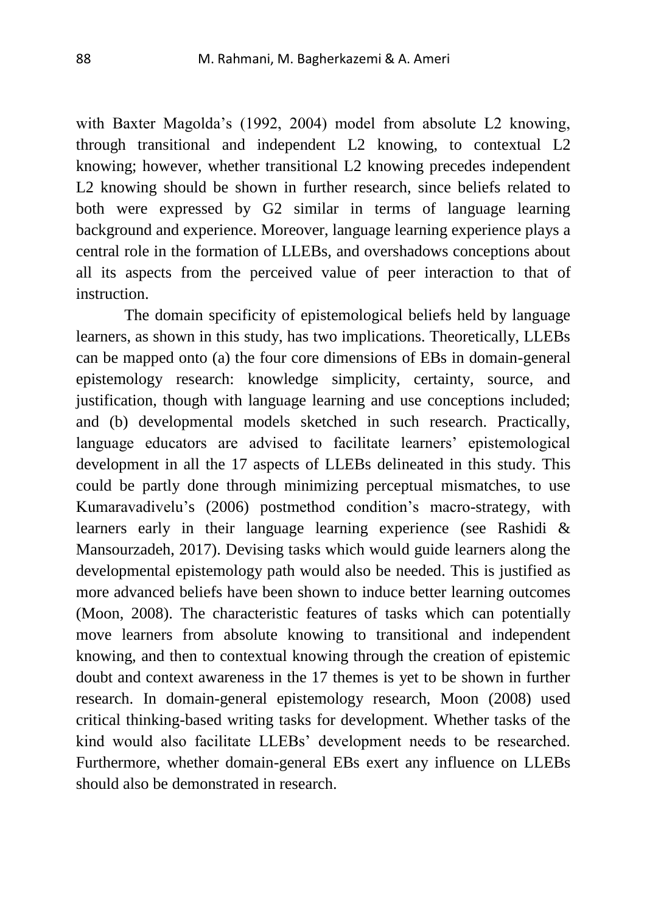with Baxter Magolda's (1992, 2004) model from absolute L2 knowing, through transitional and independent L2 knowing, to contextual L2 knowing; however, whether transitional L2 knowing precedes independent L2 knowing should be shown in further research, since beliefs related to both were expressed by G2 similar in terms of language learning background and experience. Moreover, language learning experience plays a central role in the formation of LLEBs, and overshadows conceptions about all its aspects from the perceived value of peer interaction to that of instruction.

The domain specificity of epistemological beliefs held by language learners, as shown in this study, has two implications. Theoretically, LLEBs can be mapped onto (a) the four core dimensions of EBs in domain-general epistemology research: knowledge simplicity, certainty, source, and justification, though with language learning and use conceptions included; and (b) developmental models sketched in such research. Practically, language educators are advised to facilitate learners' epistemological development in all the 17 aspects of LLEBs delineated in this study. This could be partly done through minimizing perceptual mismatches, to use Kumaravadivelu's (2006) postmethod condition's macro-strategy, with learners early in their language learning experience (see Rashidi & Mansourzadeh, 2017). Devising tasks which would guide learners along the developmental epistemology path would also be needed. This is justified as more advanced beliefs have been shown to induce better learning outcomes (Moon, 2008). The characteristic features of tasks which can potentially move learners from absolute knowing to transitional and independent knowing, and then to contextual knowing through the creation of epistemic doubt and context awareness in the 17 themes is yet to be shown in further research. In domain-general epistemology research, Moon (2008) used critical thinking-based writing tasks for development. Whether tasks of the kind would also facilitate LLEBs' development needs to be researched. Furthermore, whether domain-general EBs exert any influence on LLEBs should also be demonstrated in research.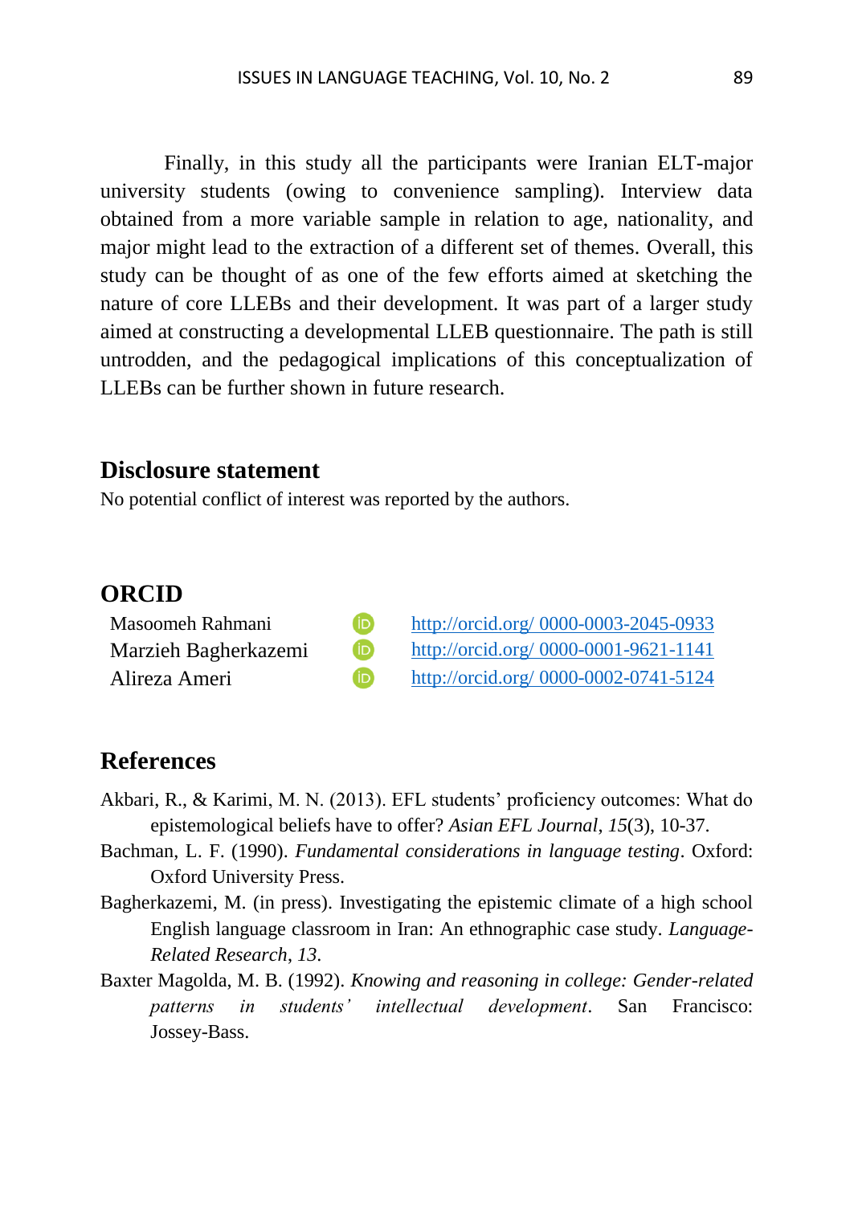Finally, in this study all the participants were Iranian ELT-major university students (owing to convenience sampling). Interview data obtained from a more variable sample in relation to age, nationality, and major might lead to the extraction of a different set of themes. Overall, this study can be thought of as one of the few efforts aimed at sketching the nature of core LLEBs and their development. It was part of a larger study aimed at constructing a developmental LLEB questionnaire. The path is still untrodden, and the pedagogical implications of this conceptualization of LLEBs can be further shown in future research.

## Disclosure statement

No potential conflict of interest was reported by the authors.

## ORCID

Masoomeh Rahmani  http://orcid.org/ 0000-0003-2045-0933
Marzieh Bagherkazemi  http://orcid.org/ 0000-0001-9621-1141
Alireza Ameri  http://orcid.org/ 0000-0002-0741-5124

## References

Akbari, R., & Karimi, M. N. (2013). EFL students' proficiency outcomes: What do epistemological beliefs have to offer? *Asian EFL Journal*, *15*(3), 10-37.

Bachman, L. F. (1990). *Fundamental considerations in language testing*. Oxford: Oxford University Press.

Bagherkazemi, M. (in press). Investigating the epistemic climate of a high school English language classroom in Iran: An ethnographic case study. *Language-Related Research*, *13*.

Baxter Magolda, M. B. (1992). *Knowing and reasoning in college: Gender-related patterns in students' intellectual development*. San Francisco: Jossey-Bass.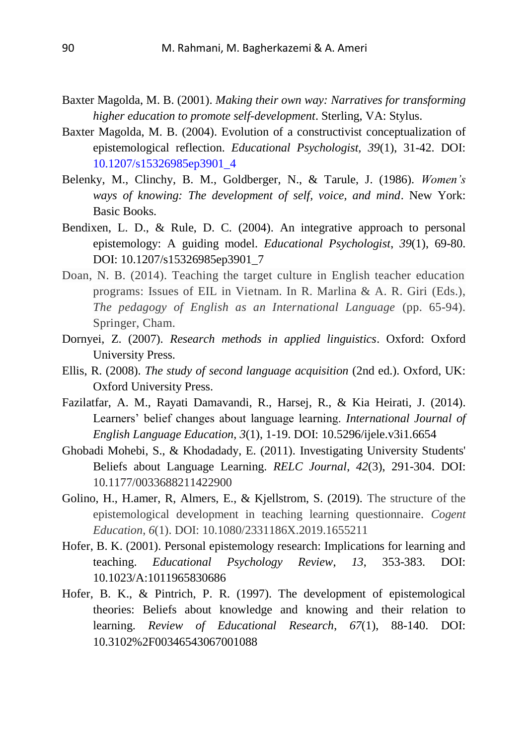Baxter Magolda, M. B. (2001). *Making their own way: Narratives for transforming higher education to promote self-development*. Sterling, VA: Stylus.

Baxter Magolda, M. B. (2004). Evolution of a constructivist conceptualization of epistemological reflection. *Educational Psychologist, 39*(1), 31-42. DOI: 10.1207/s15326985ep3901_4

Belenky, M., Clinchy, B. M., Goldberger, N., & Tarule, J. (1986). *Women's ways of knowing: The development of self, voice, and mind*. New York: Basic Books.

Bendixen, L. D., & Rule, D. C. (2004). An integrative approach to personal epistemology: A guiding model. *Educational Psychologist*, *39*(1), 69-80. DOI: 10.1207/s15326985ep3901_7

Doan, N. B. (2014). Teaching the target culture in English teacher education programs: Issues of EIL in Vietnam. In R. Marlina & A. R. Giri (Eds.), *The pedagogy of English as an International Language* (pp. 65-94). Springer, Cham.

Dornyei, Z. (2007). *Research methods in applied linguistics*. Oxford: Oxford University Press.

Ellis, R. (2008). *The study of second language acquisition* (2nd ed.). Oxford, UK: Oxford University Press.

Fazilatfar, A. M., Rayati Damavandi, R., Harsej, R., & Kia Heirati, J. (2014). Learners' belief changes about language learning. *International Journal of English Language Education*, *3*(1), 1-19. DOI: 10.5296/ijele.v3i1.6654

Ghobadi Mohebi, S., & Khodadady, E. (2011). Investigating University Students' Beliefs about Language Learning. *RELC Journal*, *42*(3), 291-304. DOI: 10.1177/0033688211422900

Golino, H., H.amer, R, Almers, E., & Kjellstrom, S. (2019). The structure of the epistemological development in teaching learning questionnaire. *Cogent Education*, *6*(1). DOI: 10.1080/2331186X.2019.1655211

Hofer, B. K. (2001). Personal epistemology research: Implications for learning and teaching. *Educational Psychology Review*, *13*, 353-383. DOI: 10.1023/A:1011965830686

Hofer, B. K., & Pintrich, P. R. (1997). The development of epistemological theories: Beliefs about knowledge and knowing and their relation to learning. *Review of Educational Research*, *67*(1), 88-140. DOI: 10.3102%2F00346543067001088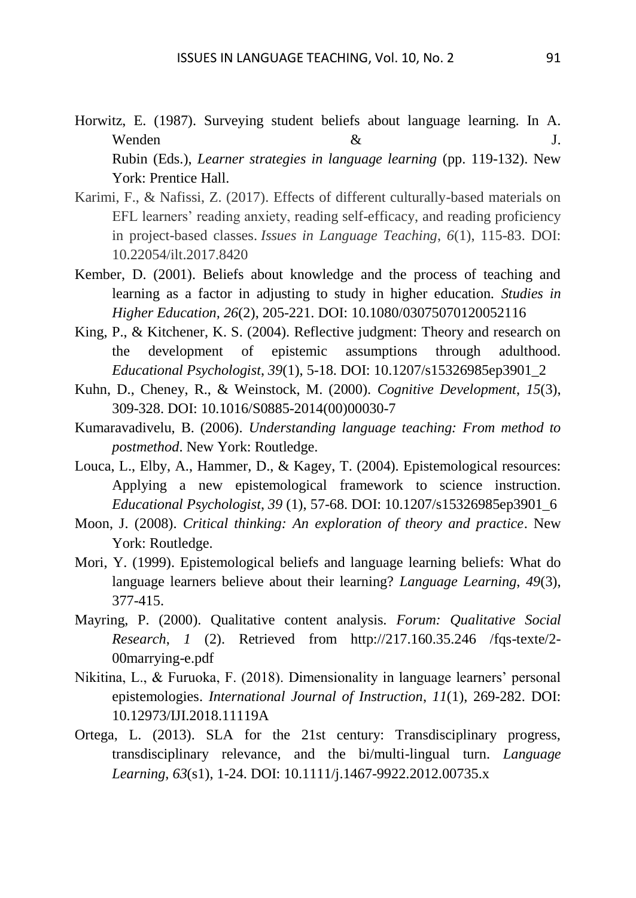Horwitz, E. (1987). Surveying student beliefs about language learning. In A. Wenden & J. Rubin (Eds.), *Learner strategies in language learning* (pp. 119-132). New York: Prentice Hall.

Karimi, F., & Nafissi, Z. (2017). Effects of different culturally-based materials on EFL learners' reading anxiety, reading self-efficacy, and reading proficiency in project-based classes. *Issues in Language Teaching*, *6*(1), 115-83. DOI: 10.22054/ilt.2017.8420

Kember, D. (2001). Beliefs about knowledge and the process of teaching and learning as a factor in adjusting to study in higher education. *Studies in Higher Education*, *26*(2), 205-221. DOI: 10.1080/03075070120052116

King, P., & Kitchener, K. S. (2004). Reflective judgment: Theory and research on the development of epistemic assumptions through adulthood. *Educational Psychologist*, *39*(1), 5-18. DOI: 10.1207/s15326985ep3901_2

Kuhn, D., Cheney, R., & Weinstock, M. (2000). *Cognitive Development*, *15*(3), 309-328. DOI: 10.1016/S0885-2014(00)00030-7

Kumaravadivelu, B. (2006). *Understanding language teaching: From method to postmethod*. New York: Routledge.

Louca, L., Elby, A., Hammer, D., & Kagey, T. (2004). Epistemological resources: Applying a new epistemological framework to science instruction. *Educational Psychologist*, *39* (1), 57-68. DOI: 10.1207/s15326985ep3901_6

Moon, J. (2008). *Critical thinking: An exploration of theory and practice*. New York: Routledge.

Mori, Y. (1999). Epistemological beliefs and language learning beliefs: What do language learners believe about their learning? *Language Learning*, *49*(3), 377-415.

Mayring, P. (2000). Qualitative content analysis. *Forum: Qualitative Social Research*, *1* (2). Retrieved from http://217.160.35.246 /fqs-texte/2-00marrying-e.pdf

Nikitina, L., & Furuoka, F. (2018). Dimensionality in language learners' personal epistemologies. *International Journal of Instruction*, *11*(1), 269-282. DOI: 10.12973/IJI.2018.11119A

Ortega, L. (2013). SLA for the 21st century: Transdisciplinary progress, transdisciplinary relevance, and the bi/multi-lingual turn. *Language Learning*, *63*(s1), 1-24. DOI: 10.1111/j.1467-9922.2012.00735.x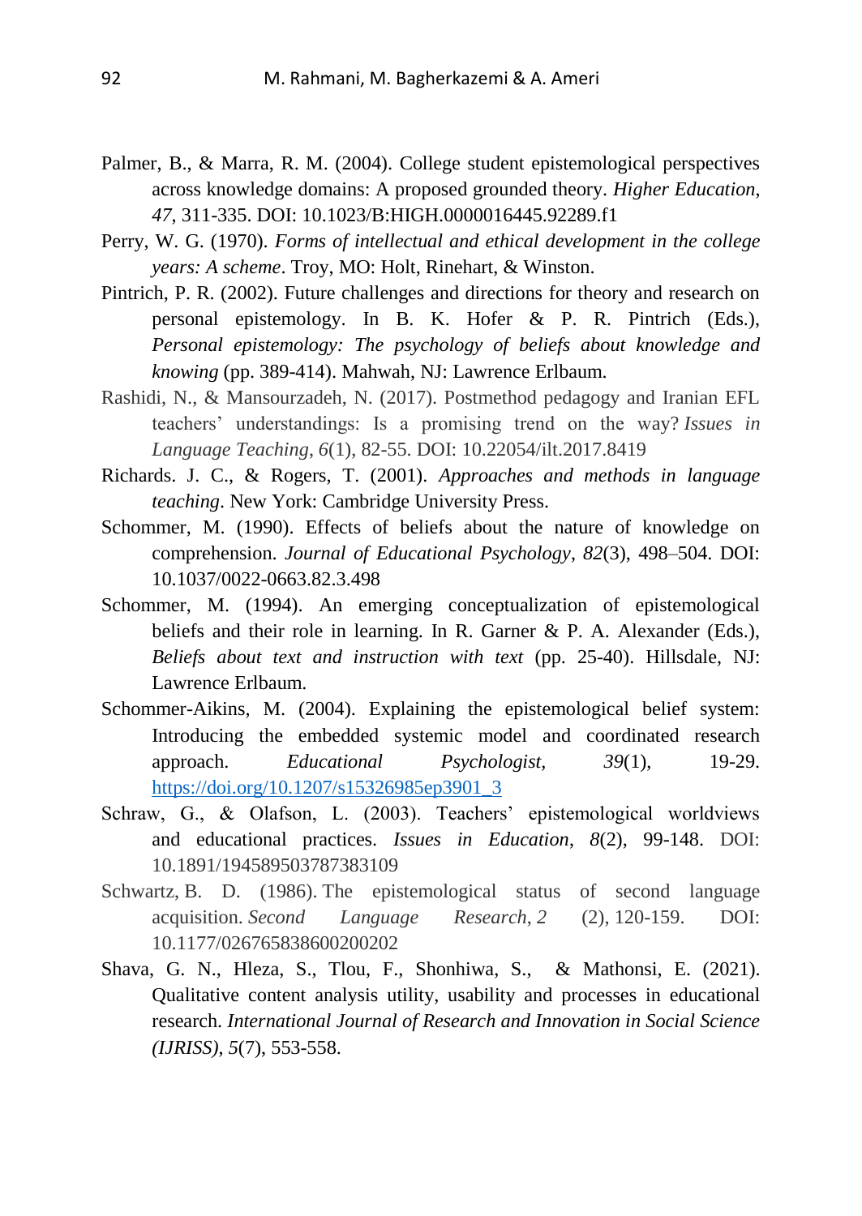Palmer, B., & Marra, R. M. (2004). College student epistemological perspectives across knowledge domains: A proposed grounded theory. *Higher Education*, *47*, 311-335. DOI: 10.1023/B:HIGH.0000016445.92289.f1

Perry, W. G. (1970). *Forms of intellectual and ethical development in the college years: A scheme*. Troy, MO: Holt, Rinehart, & Winston.

Pintrich, P. R. (2002). Future challenges and directions for theory and research on personal epistemology. In B. K. Hofer & P. R. Pintrich (Eds.), *Personal epistemology: The psychology of beliefs about knowledge and knowing* (pp. 389-414). Mahwah, NJ: Lawrence Erlbaum.

Rashidi, N., & Mansourzadeh, N. (2017). Postmethod pedagogy and Iranian EFL teachers' understandings: Is a promising trend on the way? *Issues in Language Teaching*, *6*(1), 82-55. DOI: 10.22054/ilt.2017.8419

Richards. J. C., & Rogers, T. (2001). *Approaches and methods in language teaching*. New York: Cambridge University Press.

Schommer, M. (1990). Effects of beliefs about the nature of knowledge on comprehension. *Journal of Educational Psychology*, *82*(3), 498–504. DOI: 10.1037/0022-0663.82.3.498

Schommer, M. (1994). An emerging conceptualization of epistemological beliefs and their role in learning. In R. Garner & P. A. Alexander (Eds.), *Beliefs about text and instruction with text* (pp. 25-40). Hillsdale, NJ: Lawrence Erlbaum.

Schommer-Aikins, M. (2004). Explaining the epistemological belief system: Introducing the embedded systemic model and coordinated research approach. *Educational Psychologist*, *39*(1), 19-29. https://doi.org/10.1207/s15326985ep3901_3

Schraw, G., & Olafson, L. (2003). Teachers' epistemological worldviews and educational practices. *Issues in Education*, *8*(2), 99-148. DOI: 10.1891/194589503787383109

Schwartz, B. D. (1986). The epistemological status of second language acquisition. *Second Language Research*, *2* (2), 120-159. DOI: 10.1177/026765838600200202

Shava, G. N., Hleza, S., Tlou, F., Shonhiwa, S., & Mathonsi, E. (2021). Qualitative content analysis utility, usability and processes in educational research. *International Journal of Research and Innovation in Social Science (IJRISS)*, *5*(7), 553-558.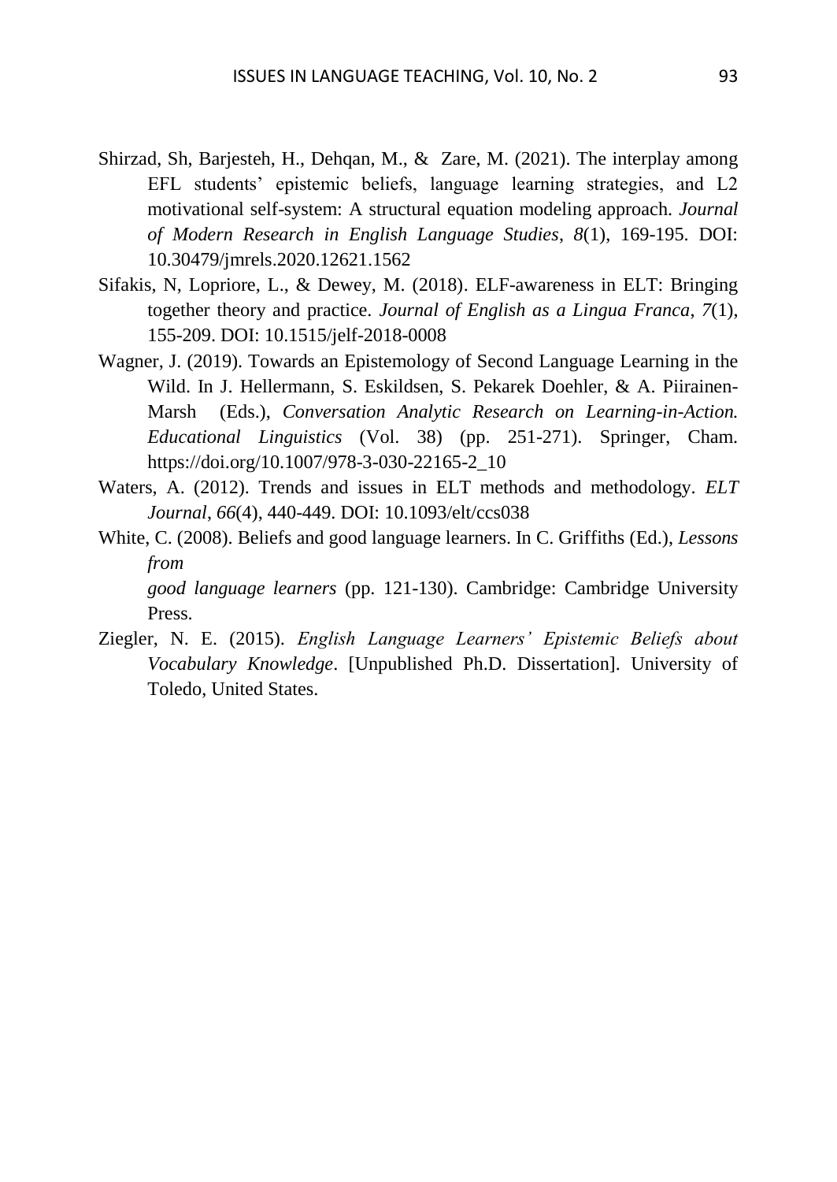Shirzad, Sh, Barjesteh, H., Dehqan, M., & Zare, M. (2021). The interplay among EFL students' epistemic beliefs, language learning strategies, and L2 motivational self-system: A structural equation modeling approach. *Journal of Modern Research in English Language Studies*, *8*(1), 169-195. DOI: 10.30479/jmrels.2020.12621.1562

Sifakis, N, Lopriore, L., & Dewey, M. (2018). ELF-awareness in ELT: Bringing together theory and practice. *Journal of English as a Lingua Franca*, *7*(1), 155-209. DOI: 10.1515/jelf-2018-0008

Wagner, J. (2019). Towards an Epistemology of Second Language Learning in the Wild. In J. Hellermann, S. Eskildsen, S. Pekarek Doehler, & A. Piirainen-Marsh (Eds.), *Conversation Analytic Research on Learning-in-Action. Educational Linguistics* (Vol. 38) (pp. 251-271). Springer, Cham. https://doi.org/10.1007/978-3-030-22165-2_10

Waters, A. (2012). Trends and issues in ELT methods and methodology. *ELT Journal*, *66*(4), 440-449. DOI: 10.1093/elt/ccs038

White, C. (2008). Beliefs and good language learners. In C. Griffiths (Ed.), *Lessons from good language learners* (pp. 121-130). Cambridge: Cambridge University Press.

Ziegler, N. E. (2015). *English Language Learners' Epistemic Beliefs about Vocabulary Knowledge*. [Unpublished Ph.D. Dissertation]. University of Toledo, United States.